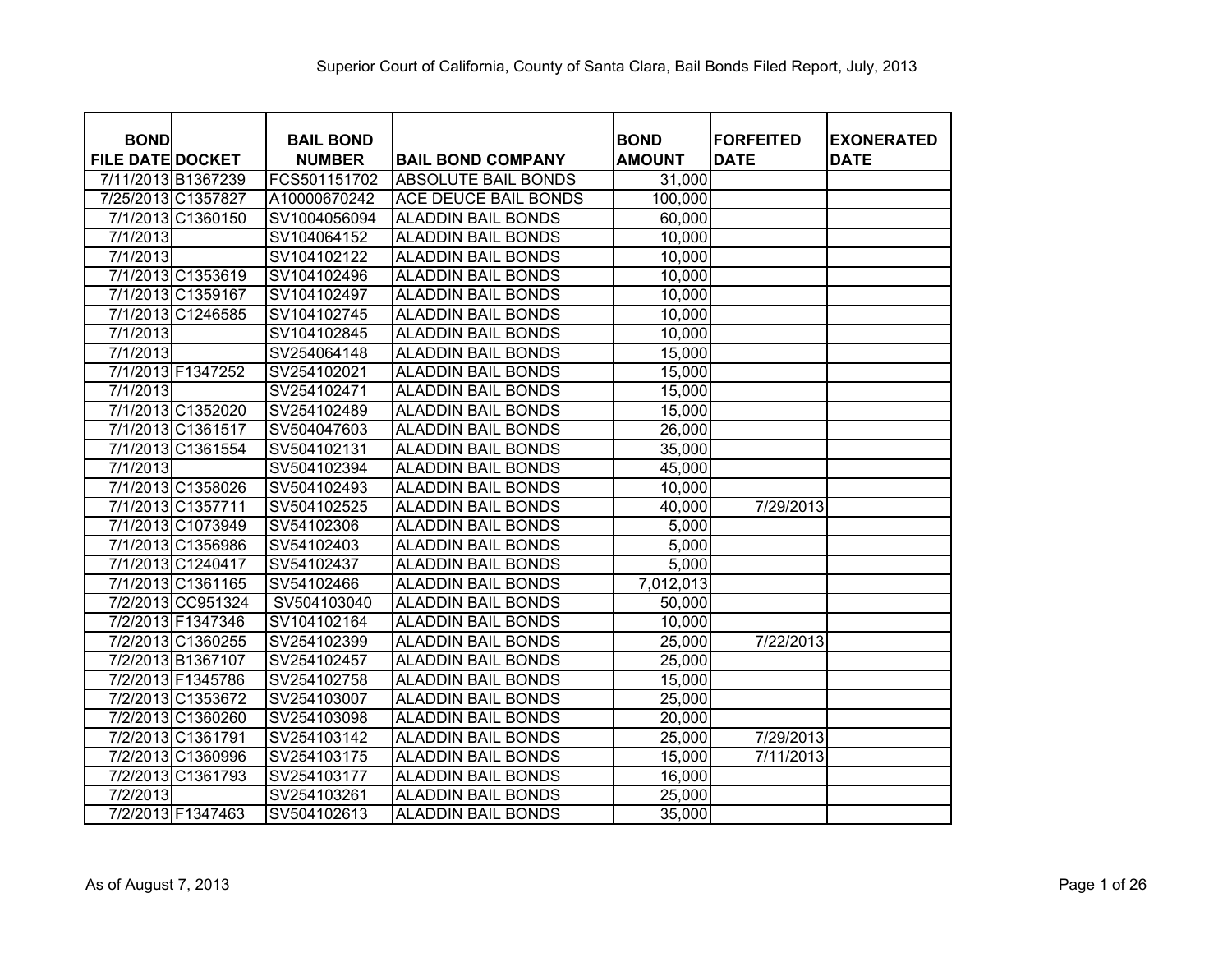# Superior Court of California, County of Santa Clara, Bail Bonds Filed Report, July, 2013

| BOND FILE DATE | DOCKET | BAIL BOND NUMBER | BAIL BOND COMPANY | BOND AMOUNT | FORFEITED DATE | EXONERATED DATE |
|---|---|---|---|---|---|---|
| 7/11/2013 | B1367239 | FCS501151702 | ABSOLUTE BAIL BONDS | 31,000 | | |
| 7/25/2013 | C1357827 | A10000670242 | ACE DEUCE BAIL BONDS | 100,000 | | |
| 7/1/2013 | C1360150 | SV1004056094 | ALADDIN BAIL BONDS | 60,000 | | |
| 7/1/2013 | | SV104064152 | ALADDIN BAIL BONDS | 10,000 | | |
| 7/1/2013 | | SV104102122 | ALADDIN BAIL BONDS | 10,000 | | |
| 7/1/2013 | C1353619 | SV104102496 | ALADDIN BAIL BONDS | 10,000 | | |
| 7/1/2013 | C1359167 | SV104102497 | ALADDIN BAIL BONDS | 10,000 | | |
| 7/1/2013 | C1246585 | SV104102745 | ALADDIN BAIL BONDS | 10,000 | | |
| 7/1/2013 | | SV104102845 | ALADDIN BAIL BONDS | 10,000 | | |
| 7/1/2013 | | SV254064148 | ALADDIN BAIL BONDS | 15,000 | | |
| 7/1/2013 | F1347252 | SV254102021 | ALADDIN BAIL BONDS | 15,000 | | |
| 7/1/2013 | | SV254102471 | ALADDIN BAIL BONDS | 15,000 | | |
| 7/1/2013 | C1352020 | SV254102489 | ALADDIN BAIL BONDS | 15,000 | | |
| 7/1/2013 | C1361517 | SV504047603 | ALADDIN BAIL BONDS | 26,000 | | |
| 7/1/2013 | C1361554 | SV504102131 | ALADDIN BAIL BONDS | 35,000 | | |
| 7/1/2013 | | SV504102394 | ALADDIN BAIL BONDS | 45,000 | | |
| 7/1/2013 | C1358026 | SV504102493 | ALADDIN BAIL BONDS | 10,000 | | |
| 7/1/2013 | C1357711 | SV504102525 | ALADDIN BAIL BONDS | 40,000 | 7/29/2013 | |
| 7/1/2013 | C1073949 | SV54102306 | ALADDIN BAIL BONDS | 5,000 | | |
| 7/1/2013 | C1356986 | SV54102403 | ALADDIN BAIL BONDS | 5,000 | | |
| 7/1/2013 | C1240417 | SV54102437 | ALADDIN BAIL BONDS | 5,000 | | |
| 7/1/2013 | C1361165 | SV54102466 | ALADDIN BAIL BONDS | 7,012,013 | | |
| 7/2/2013 | CC951324 | SV504103040 | ALADDIN BAIL BONDS | 50,000 | | |
| 7/2/2013 | F1347346 | SV104102164 | ALADDIN BAIL BONDS | 10,000 | | |
| 7/2/2013 | C1360255 | SV254102399 | ALADDIN BAIL BONDS | 25,000 | 7/22/2013 | |
| 7/2/2013 | B1367107 | SV254102457 | ALADDIN BAIL BONDS | 25,000 | | |
| 7/2/2013 | F1345786 | SV254102758 | ALADDIN BAIL BONDS | 15,000 | | |
| 7/2/2013 | C1353672 | SV254103007 | ALADDIN BAIL BONDS | 25,000 | | |
| 7/2/2013 | C1360260 | SV254103098 | ALADDIN BAIL BONDS | 20,000 | | |
| 7/2/2013 | C1361791 | SV254103142 | ALADDIN BAIL BONDS | 25,000 | 7/29/2013 | |
| 7/2/2013 | C1360996 | SV254103175 | ALADDIN BAIL BONDS | 15,000 | 7/11/2013 | |
| 7/2/2013 | C1361793 | SV254103177 | ALADDIN BAIL BONDS | 16,000 | | |
| 7/2/2013 | | SV254103261 | ALADDIN BAIL BONDS | 25,000 | | |
| 7/2/2013 | F1347463 | SV504102613 | ALADDIN BAIL BONDS | 35,000 | | |

As of August 7, 2013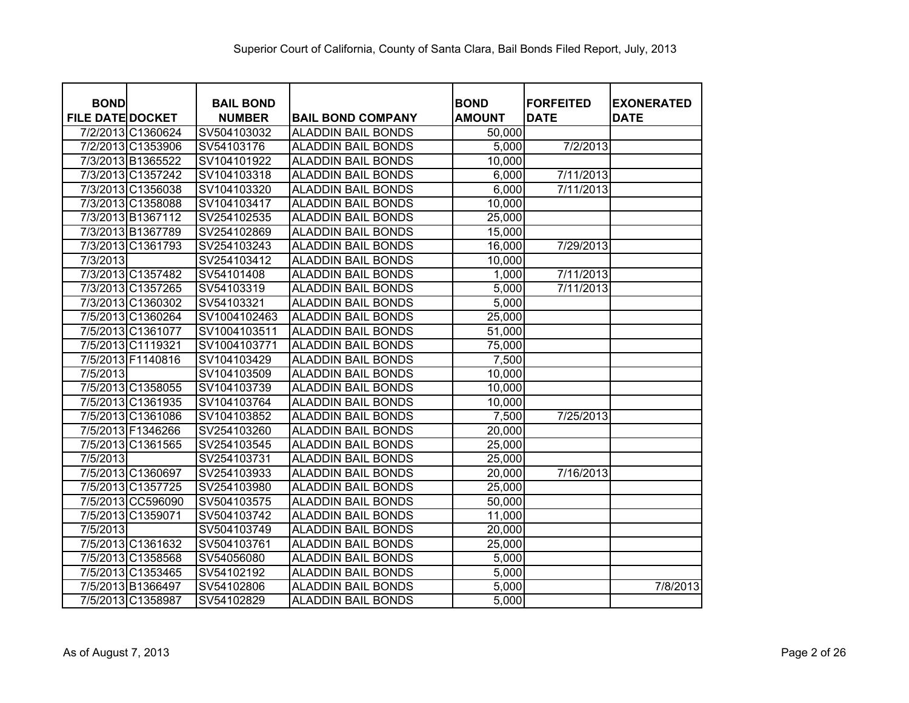Superior Court of California, County of Santa Clara, Bail Bonds Filed Report, July, 2013

| BOND FILE DATE | DOCKET | BAIL BOND NUMBER | BAIL BOND COMPANY | BOND AMOUNT | FORFEITED DATE | EXONERATED DATE |
|---|---|---|---|---|---|---|
| 7/2/2013 | C1360624 | SV504103032 | ALADDIN BAIL BONDS | 50,000 | | |
| 7/2/2013 | C1353906 | SV54103176 | ALADDIN BAIL BONDS | 5,000 | 7/2/2013 | |
| 7/3/2013 | B1365522 | SV104101922 | ALADDIN BAIL BONDS | 10,000 | | |
| 7/3/2013 | C1357242 | SV104103318 | ALADDIN BAIL BONDS | 6,000 | 7/11/2013 | |
| 7/3/2013 | C1356038 | SV104103320 | ALADDIN BAIL BONDS | 6,000 | 7/11/2013 | |
| 7/3/2013 | C1358088 | SV104103417 | ALADDIN BAIL BONDS | 10,000 | | |
| 7/3/2013 | B1367112 | SV254102535 | ALADDIN BAIL BONDS | 25,000 | | |
| 7/3/2013 | B1367789 | SV254102869 | ALADDIN BAIL BONDS | 15,000 | | |
| 7/3/2013 | C1361793 | SV254103243 | ALADDIN BAIL BONDS | 16,000 | 7/29/2013 | |
| 7/3/2013 | | SV254103412 | ALADDIN BAIL BONDS | 10,000 | | |
| 7/3/2013 | C1357482 | SV54101408 | ALADDIN BAIL BONDS | 1,000 | 7/11/2013 | |
| 7/3/2013 | C1357265 | SV54103319 | ALADDIN BAIL BONDS | 5,000 | 7/11/2013 | |
| 7/3/2013 | C1360302 | SV54103321 | ALADDIN BAIL BONDS | 5,000 | | |
| 7/5/2013 | C1360264 | SV1004102463 | ALADDIN BAIL BONDS | 25,000 | | |
| 7/5/2013 | C1361077 | SV1004103511 | ALADDIN BAIL BONDS | 51,000 | | |
| 7/5/2013 | C1119321 | SV1004103771 | ALADDIN BAIL BONDS | 75,000 | | |
| 7/5/2013 | F1140816 | SV104103429 | ALADDIN BAIL BONDS | 7,500 | | |
| 7/5/2013 | | SV104103509 | ALADDIN BAIL BONDS | 10,000 | | |
| 7/5/2013 | C1358055 | SV104103739 | ALADDIN BAIL BONDS | 10,000 | | |
| 7/5/2013 | C1361935 | SV104103764 | ALADDIN BAIL BONDS | 10,000 | | |
| 7/5/2013 | C1361086 | SV104103852 | ALADDIN BAIL BONDS | 7,500 | 7/25/2013 | |
| 7/5/2013 | F1346266 | SV254103260 | ALADDIN BAIL BONDS | 20,000 | | |
| 7/5/2013 | C1361565 | SV254103545 | ALADDIN BAIL BONDS | 25,000 | | |
| 7/5/2013 | | SV254103731 | ALADDIN BAIL BONDS | 25,000 | | |
| 7/5/2013 | C1360697 | SV254103933 | ALADDIN BAIL BONDS | 20,000 | 7/16/2013 | |
| 7/5/2013 | C1357725 | SV254103980 | ALADDIN BAIL BONDS | 25,000 | | |
| 7/5/2013 | CC596090 | SV504103575 | ALADDIN BAIL BONDS | 50,000 | | |
| 7/5/2013 | C1359071 | SV504103742 | ALADDIN BAIL BONDS | 11,000 | | |
| 7/5/2013 | | SV504103749 | ALADDIN BAIL BONDS | 20,000 | | |
| 7/5/2013 | C1361632 | SV504103761 | ALADDIN BAIL BONDS | 25,000 | | |
| 7/5/2013 | C1358568 | SV54056080 | ALADDIN BAIL BONDS | 5,000 | | |
| 7/5/2013 | C1353465 | SV54102192 | ALADDIN BAIL BONDS | 5,000 | | |
| 7/5/2013 | B1366497 | SV54102806 | ALADDIN BAIL BONDS | 5,000 | | 7/8/2013 |
| 7/5/2013 | C1358987 | SV54102829 | ALADDIN BAIL BONDS | 5,000 | | |

As of August 7, 2013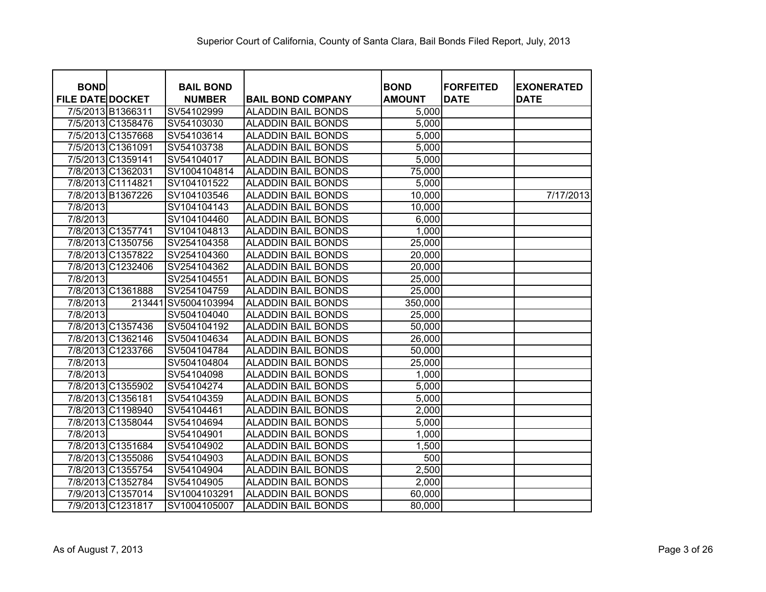Superior Court of California, County of Santa Clara, Bail Bonds Filed Report, July, 2013

| BOND FILE DATE | DOCKET | BAIL BOND NUMBER | BAIL BOND COMPANY | BOND AMOUNT | FORFEITED DATE | EXONERATED DATE |
|---|---|---|---|---|---|---|
| 7/5/2013 | B1366311 | SV54102999 | ALADDIN BAIL BONDS | 5,000 | | |
| 7/5/2013 | C1358476 | SV54103030 | ALADDIN BAIL BONDS | 5,000 | | |
| 7/5/2013 | C1357668 | SV54103614 | ALADDIN BAIL BONDS | 5,000 | | |
| 7/5/2013 | C1361091 | SV54103738 | ALADDIN BAIL BONDS | 5,000 | | |
| 7/5/2013 | C1359141 | SV54104017 | ALADDIN BAIL BONDS | 5,000 | | |
| 7/8/2013 | C1362031 | SV1004104814 | ALADDIN BAIL BONDS | 75,000 | | |
| 7/8/2013 | C1114821 | SV104101522 | ALADDIN BAIL BONDS | 5,000 | | |
| 7/8/2013 | B1367226 | SV104103546 | ALADDIN BAIL BONDS | 10,000 | | 7/17/2013 |
| 7/8/2013 | | SV104104143 | ALADDIN BAIL BONDS | 10,000 | | |
| 7/8/2013 | | SV104104460 | ALADDIN BAIL BONDS | 6,000 | | |
| 7/8/2013 | C1357741 | SV104104813 | ALADDIN BAIL BONDS | 1,000 | | |
| 7/8/2013 | C1350756 | SV254104358 | ALADDIN BAIL BONDS | 25,000 | | |
| 7/8/2013 | C1357822 | SV254104360 | ALADDIN BAIL BONDS | 20,000 | | |
| 7/8/2013 | C1232406 | SV254104362 | ALADDIN BAIL BONDS | 20,000 | | |
| 7/8/2013 | | SV254104551 | ALADDIN BAIL BONDS | 25,000 | | |
| 7/8/2013 | C1361888 | SV254104759 | ALADDIN BAIL BONDS | 25,000 | | |
| 7/8/2013 | 213441 | SV5004103994 | ALADDIN BAIL BONDS | 350,000 | | |
| 7/8/2013 | | SV504104040 | ALADDIN BAIL BONDS | 25,000 | | |
| 7/8/2013 | C1357436 | SV504104192 | ALADDIN BAIL BONDS | 50,000 | | |
| 7/8/2013 | C1362146 | SV504104634 | ALADDIN BAIL BONDS | 26,000 | | |
| 7/8/2013 | C1233766 | SV504104784 | ALADDIN BAIL BONDS | 50,000 | | |
| 7/8/2013 | | SV504104804 | ALADDIN BAIL BONDS | 25,000 | | |
| 7/8/2013 | | SV54104098 | ALADDIN BAIL BONDS | 1,000 | | |
| 7/8/2013 | C1355902 | SV54104274 | ALADDIN BAIL BONDS | 5,000 | | |
| 7/8/2013 | C1356181 | SV54104359 | ALADDIN BAIL BONDS | 5,000 | | |
| 7/8/2013 | C1198940 | SV54104461 | ALADDIN BAIL BONDS | 2,000 | | |
| 7/8/2013 | C1358044 | SV54104694 | ALADDIN BAIL BONDS | 5,000 | | |
| 7/8/2013 | | SV54104901 | ALADDIN BAIL BONDS | 1,000 | | |
| 7/8/2013 | C1351684 | SV54104902 | ALADDIN BAIL BONDS | 1,500 | | |
| 7/8/2013 | C1355086 | SV54104903 | ALADDIN BAIL BONDS | 500 | | |
| 7/8/2013 | C1355754 | SV54104904 | ALADDIN BAIL BONDS | 2,500 | | |
| 7/8/2013 | C1352784 | SV54104905 | ALADDIN BAIL BONDS | 2,000 | | |
| 7/9/2013 | C1357014 | SV1004103291 | ALADDIN BAIL BONDS | 60,000 | | |
| 7/9/2013 | C1231817 | SV1004105007 | ALADDIN BAIL BONDS | 80,000 | | |

As of August 7, 2013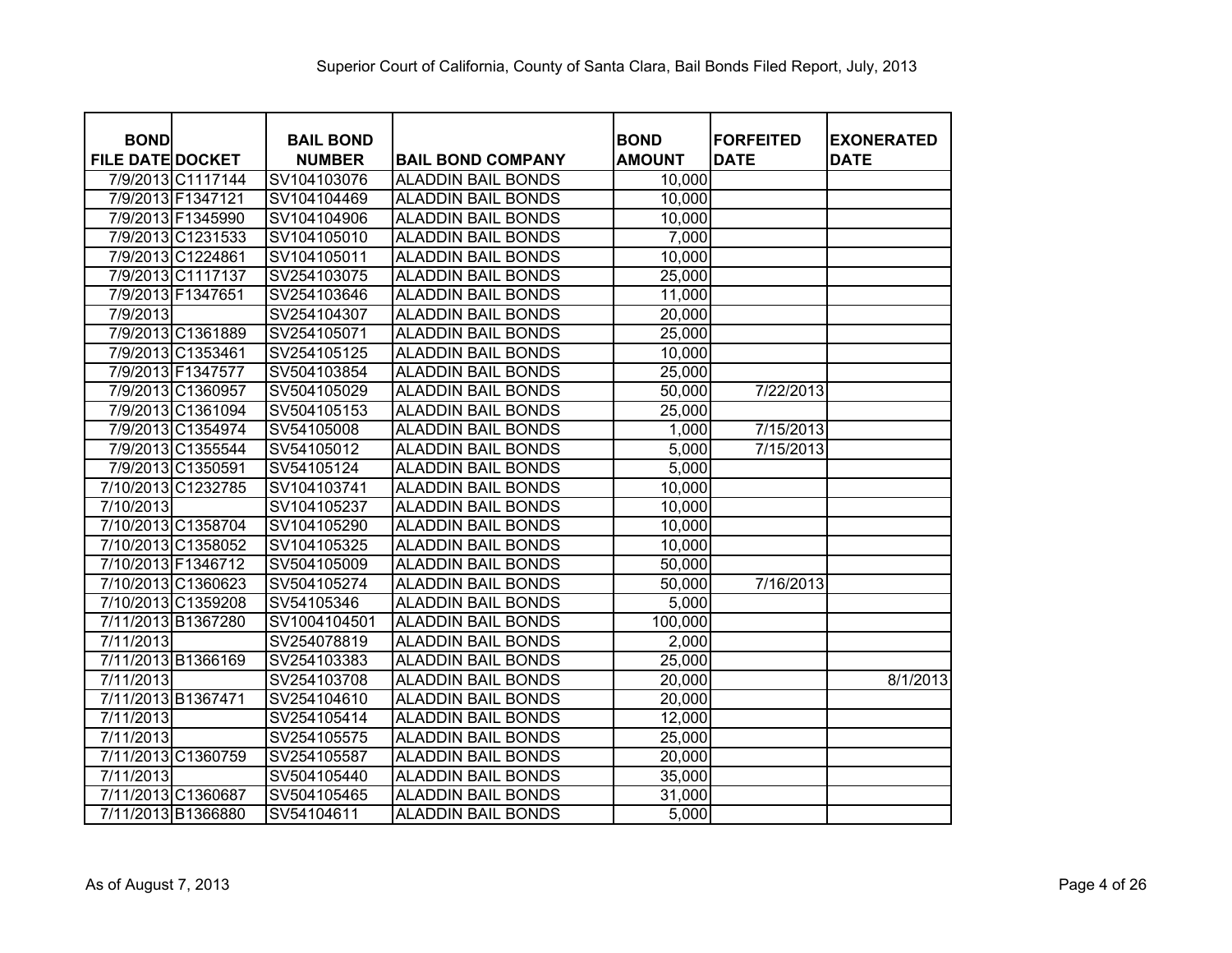Superior Court of California, County of Santa Clara, Bail Bonds Filed Report, July, 2013

| BOND FILE DATE | DOCKET | BAIL BOND NUMBER | BAIL BOND COMPANY | BOND AMOUNT | FORFEITED DATE | EXONERATED DATE |
|---|---|---|---|---|---|---|
| 7/9/2013 | C1117144 | SV104103076 | ALADDIN BAIL BONDS | 10,000 | | |
| 7/9/2013 | F1347121 | SV104104469 | ALADDIN BAIL BONDS | 10,000 | | |
| 7/9/2013 | F1345990 | SV104104906 | ALADDIN BAIL BONDS | 10,000 | | |
| 7/9/2013 | C1231533 | SV104105010 | ALADDIN BAIL BONDS | 7,000 | | |
| 7/9/2013 | C1224861 | SV104105011 | ALADDIN BAIL BONDS | 10,000 | | |
| 7/9/2013 | C1117137 | SV254103075 | ALADDIN BAIL BONDS | 25,000 | | |
| 7/9/2013 | F1347651 | SV254103646 | ALADDIN BAIL BONDS | 11,000 | | |
| 7/9/2013 | | SV254104307 | ALADDIN BAIL BONDS | 20,000 | | |
| 7/9/2013 | C1361889 | SV254105071 | ALADDIN BAIL BONDS | 25,000 | | |
| 7/9/2013 | C1353461 | SV254105125 | ALADDIN BAIL BONDS | 10,000 | | |
| 7/9/2013 | F1347577 | SV504103854 | ALADDIN BAIL BONDS | 25,000 | | |
| 7/9/2013 | C1360957 | SV504105029 | ALADDIN BAIL BONDS | 50,000 | 7/22/2013 | |
| 7/9/2013 | C1361094 | SV504105153 | ALADDIN BAIL BONDS | 25,000 | | |
| 7/9/2013 | C1354974 | SV54105008 | ALADDIN BAIL BONDS | 1,000 | 7/15/2013 | |
| 7/9/2013 | C1355544 | SV54105012 | ALADDIN BAIL BONDS | 5,000 | 7/15/2013 | |
| 7/9/2013 | C1350591 | SV54105124 | ALADDIN BAIL BONDS | 5,000 | | |
| 7/10/2013 | C1232785 | SV104103741 | ALADDIN BAIL BONDS | 10,000 | | |
| 7/10/2013 | | SV104105237 | ALADDIN BAIL BONDS | 10,000 | | |
| 7/10/2013 | C1358704 | SV104105290 | ALADDIN BAIL BONDS | 10,000 | | |
| 7/10/2013 | C1358052 | SV104105325 | ALADDIN BAIL BONDS | 10,000 | | |
| 7/10/2013 | F1346712 | SV504105009 | ALADDIN BAIL BONDS | 50,000 | | |
| 7/10/2013 | C1360623 | SV504105274 | ALADDIN BAIL BONDS | 50,000 | 7/16/2013 | |
| 7/10/2013 | C1359208 | SV54105346 | ALADDIN BAIL BONDS | 5,000 | | |
| 7/11/2013 | B1367280 | SV1004104501 | ALADDIN BAIL BONDS | 100,000 | | |
| 7/11/2013 | | SV254078819 | ALADDIN BAIL BONDS | 2,000 | | |
| 7/11/2013 | B1366169 | SV254103383 | ALADDIN BAIL BONDS | 25,000 | | |
| 7/11/2013 | | SV254103708 | ALADDIN BAIL BONDS | 20,000 | | 8/1/2013 |
| 7/11/2013 | B1367471 | SV254104610 | ALADDIN BAIL BONDS | 20,000 | | |
| 7/11/2013 | | SV254105414 | ALADDIN BAIL BONDS | 12,000 | | |
| 7/11/2013 | | SV254105575 | ALADDIN BAIL BONDS | 25,000 | | |
| 7/11/2013 | C1360759 | SV254105587 | ALADDIN BAIL BONDS | 20,000 | | |
| 7/11/2013 | | SV504105440 | ALADDIN BAIL BONDS | 35,000 | | |
| 7/11/2013 | C1360687 | SV504105465 | ALADDIN BAIL BONDS | 31,000 | | |
| 7/11/2013 | B1366880 | SV54104611 | ALADDIN BAIL BONDS | 5,000 | | |

As of August 7, 2013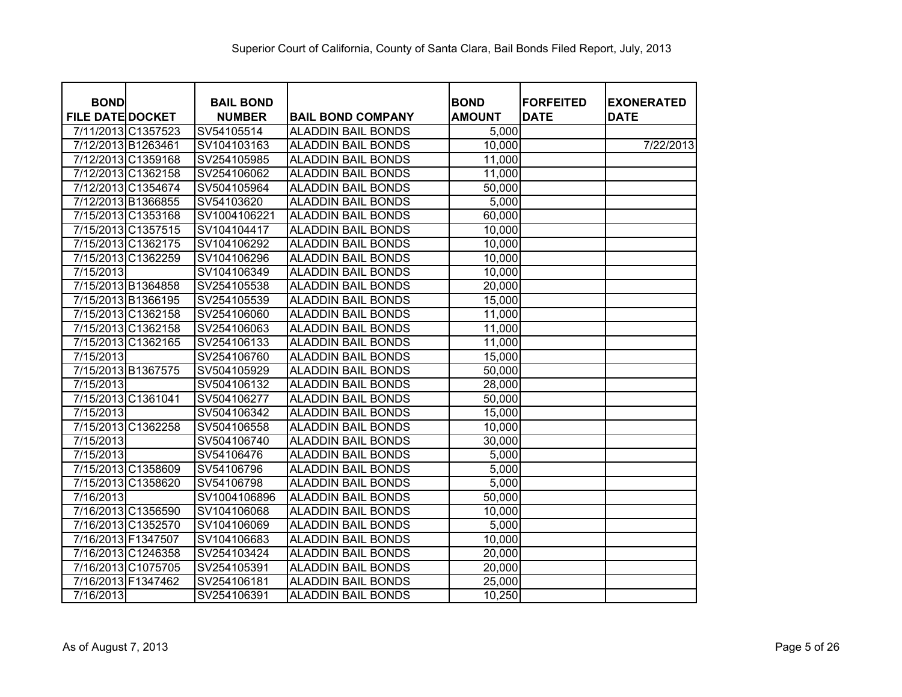Superior Court of California, County of Santa Clara, Bail Bonds Filed Report, July, 2013

| BOND FILE DATE | DOCKET | BAIL BOND NUMBER | BAIL BOND COMPANY | BOND AMOUNT | FORFEITED DATE | EXONERATED DATE |
|---|---|---|---|---|---|---|
| 7/11/2013 | C1357523 | SV54105514 | ALADDIN BAIL BONDS | 5,000 | | |
| 7/12/2013 | B1263461 | SV104103163 | ALADDIN BAIL BONDS | 10,000 | | 7/22/2013 |
| 7/12/2013 | C1359168 | SV254105985 | ALADDIN BAIL BONDS | 11,000 | | |
| 7/12/2013 | C1362158 | SV254106062 | ALADDIN BAIL BONDS | 11,000 | | |
| 7/12/2013 | C1354674 | SV504105964 | ALADDIN BAIL BONDS | 50,000 | | |
| 7/12/2013 | B1366855 | SV54103620 | ALADDIN BAIL BONDS | 5,000 | | |
| 7/15/2013 | C1353168 | SV1004106221 | ALADDIN BAIL BONDS | 60,000 | | |
| 7/15/2013 | C1357515 | SV104104417 | ALADDIN BAIL BONDS | 10,000 | | |
| 7/15/2013 | C1362175 | SV104106292 | ALADDIN BAIL BONDS | 10,000 | | |
| 7/15/2013 | C1362259 | SV104106296 | ALADDIN BAIL BONDS | 10,000 | | |
| 7/15/2013 | | SV104106349 | ALADDIN BAIL BONDS | 10,000 | | |
| 7/15/2013 | B1364858 | SV254105538 | ALADDIN BAIL BONDS | 20,000 | | |
| 7/15/2013 | B1366195 | SV254105539 | ALADDIN BAIL BONDS | 15,000 | | |
| 7/15/2013 | C1362158 | SV254106060 | ALADDIN BAIL BONDS | 11,000 | | |
| 7/15/2013 | C1362158 | SV254106063 | ALADDIN BAIL BONDS | 11,000 | | |
| 7/15/2013 | C1362165 | SV254106133 | ALADDIN BAIL BONDS | 11,000 | | |
| 7/15/2013 | | SV254106760 | ALADDIN BAIL BONDS | 15,000 | | |
| 7/15/2013 | B1367575 | SV504105929 | ALADDIN BAIL BONDS | 50,000 | | |
| 7/15/2013 | | SV504106132 | ALADDIN BAIL BONDS | 28,000 | | |
| 7/15/2013 | C1361041 | SV504106277 | ALADDIN BAIL BONDS | 50,000 | | |
| 7/15/2013 | | SV504106342 | ALADDIN BAIL BONDS | 15,000 | | |
| 7/15/2013 | C1362258 | SV504106558 | ALADDIN BAIL BONDS | 10,000 | | |
| 7/15/2013 | | SV504106740 | ALADDIN BAIL BONDS | 30,000 | | |
| 7/15/2013 | | SV54106476 | ALADDIN BAIL BONDS | 5,000 | | |
| 7/15/2013 | C1358609 | SV54106796 | ALADDIN BAIL BONDS | 5,000 | | |
| 7/15/2013 | C1358620 | SV54106798 | ALADDIN BAIL BONDS | 5,000 | | |
| 7/16/2013 | | SV1004106896 | ALADDIN BAIL BONDS | 50,000 | | |
| 7/16/2013 | C1356590 | SV104106068 | ALADDIN BAIL BONDS | 10,000 | | |
| 7/16/2013 | C1352570 | SV104106069 | ALADDIN BAIL BONDS | 5,000 | | |
| 7/16/2013 | F1347507 | SV104106683 | ALADDIN BAIL BONDS | 10,000 | | |
| 7/16/2013 | C1246358 | SV254103424 | ALADDIN BAIL BONDS | 20,000 | | |
| 7/16/2013 | C1075705 | SV254105391 | ALADDIN BAIL BONDS | 20,000 | | |
| 7/16/2013 | F1347462 | SV254106181 | ALADDIN BAIL BONDS | 25,000 | | |
| 7/16/2013 | | SV254106391 | ALADDIN BAIL BONDS | 10,250 | | |

As of August 7, 2013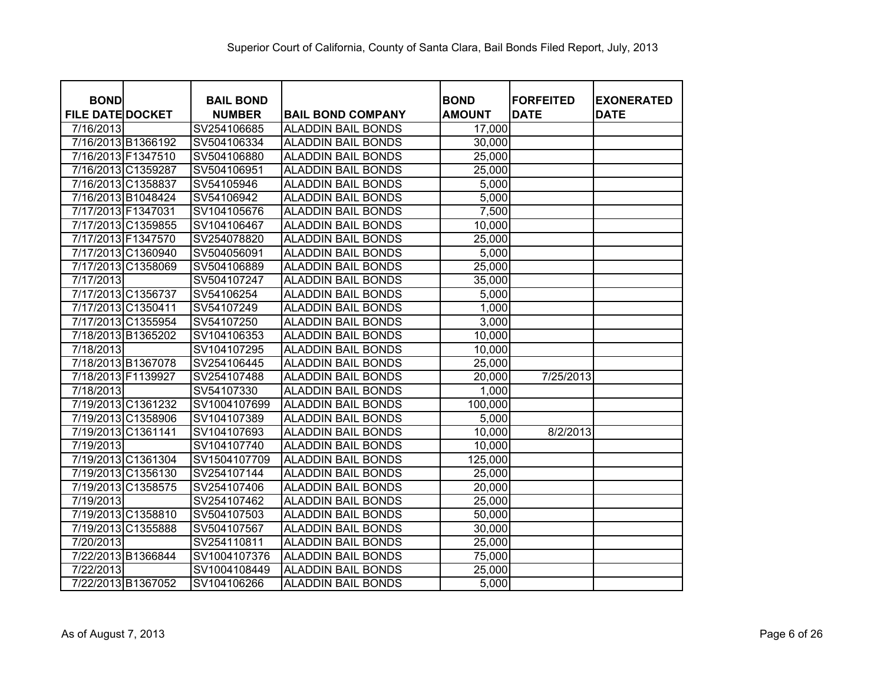# Superior Court of California, County of Santa Clara, Bail Bonds Filed Report, July, 2013

| BOND FILE DATE | DOCKET | BAIL BOND NUMBER | BAIL BOND COMPANY | BOND AMOUNT | FORFEITED DATE | EXONERATED DATE |
|---|---|---|---|---|---|---|
| 7/16/2013 | | SV254106685 | ALADDIN BAIL BONDS | 17,000 | | |
| 7/16/2013 | B1366192 | SV504106334 | ALADDIN BAIL BONDS | 30,000 | | |
| 7/16/2013 | F1347510 | SV504106880 | ALADDIN BAIL BONDS | 25,000 | | |
| 7/16/2013 | C1359287 | SV504106951 | ALADDIN BAIL BONDS | 25,000 | | |
| 7/16/2013 | C1358837 | SV54105946 | ALADDIN BAIL BONDS | 5,000 | | |
| 7/16/2013 | B1048424 | SV54106942 | ALADDIN BAIL BONDS | 5,000 | | |
| 7/17/2013 | F1347031 | SV104105676 | ALADDIN BAIL BONDS | 7,500 | | |
| 7/17/2013 | C1359855 | SV104106467 | ALADDIN BAIL BONDS | 10,000 | | |
| 7/17/2013 | F1347570 | SV254078820 | ALADDIN BAIL BONDS | 25,000 | | |
| 7/17/2013 | C1360940 | SV504056091 | ALADDIN BAIL BONDS | 5,000 | | |
| 7/17/2013 | C1358069 | SV504106889 | ALADDIN BAIL BONDS | 25,000 | | |
| 7/17/2013 | | SV504107247 | ALADDIN BAIL BONDS | 35,000 | | |
| 7/17/2013 | C1356737 | SV54106254 | ALADDIN BAIL BONDS | 5,000 | | |
| 7/17/2013 | C1350411 | SV54107249 | ALADDIN BAIL BONDS | 1,000 | | |
| 7/17/2013 | C1355954 | SV54107250 | ALADDIN BAIL BONDS | 3,000 | | |
| 7/18/2013 | B1365202 | SV104106353 | ALADDIN BAIL BONDS | 10,000 | | |
| 7/18/2013 | | SV104107295 | ALADDIN BAIL BONDS | 10,000 | | |
| 7/18/2013 | B1367078 | SV254106445 | ALADDIN BAIL BONDS | 25,000 | | |
| 7/18/2013 | F1139927 | SV254107488 | ALADDIN BAIL BONDS | 20,000 | 7/25/2013 | |
| 7/18/2013 | | SV54107330 | ALADDIN BAIL BONDS | 1,000 | | |
| 7/19/2013 | C1361232 | SV1004107699 | ALADDIN BAIL BONDS | 100,000 | | |
| 7/19/2013 | C1358906 | SV104107389 | ALADDIN BAIL BONDS | 5,000 | | |
| 7/19/2013 | C1361141 | SV104107693 | ALADDIN BAIL BONDS | 10,000 | 8/2/2013 | |
| 7/19/2013 | | SV104107740 | ALADDIN BAIL BONDS | 10,000 | | |
| 7/19/2013 | C1361304 | SV1504107709 | ALADDIN BAIL BONDS | 125,000 | | |
| 7/19/2013 | C1356130 | SV254107144 | ALADDIN BAIL BONDS | 25,000 | | |
| 7/19/2013 | C1358575 | SV254107406 | ALADDIN BAIL BONDS | 20,000 | | |
| 7/19/2013 | | SV254107462 | ALADDIN BAIL BONDS | 25,000 | | |
| 7/19/2013 | C1358810 | SV504107503 | ALADDIN BAIL BONDS | 50,000 | | |
| 7/19/2013 | C1355888 | SV504107567 | ALADDIN BAIL BONDS | 30,000 | | |
| 7/20/2013 | | SV254110811 | ALADDIN BAIL BONDS | 25,000 | | |
| 7/22/2013 | B1366844 | SV1004107376 | ALADDIN BAIL BONDS | 75,000 | | |
| 7/22/2013 | | SV1004108449 | ALADDIN BAIL BONDS | 25,000 | | |
| 7/22/2013 | B1367052 | SV104106266 | ALADDIN BAIL BONDS | 5,000 | | |

As of August 7, 2013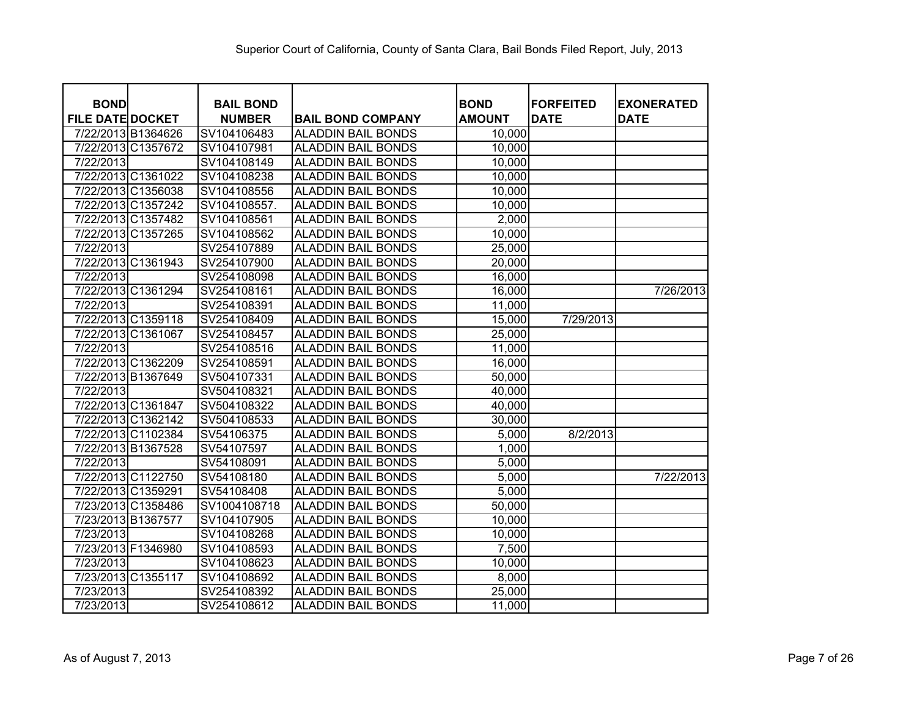Superior Court of California, County of Santa Clara, Bail Bonds Filed Report, July, 2013

| BOND FILE DATE | DOCKET | BAIL BOND NUMBER | BAIL BOND COMPANY | BOND AMOUNT | FORFEITED DATE | EXONERATED DATE |
|---|---|---|---|---|---|---|
| 7/22/2013 | B1364626 | SV104106483 | ALADDIN BAIL BONDS | 10,000 | | |
| 7/22/2013 | C1357672 | SV104107981 | ALADDIN BAIL BONDS | 10,000 | | |
| 7/22/2013 | | SV104108149 | ALADDIN BAIL BONDS | 10,000 | | |
| 7/22/2013 | C1361022 | SV104108238 | ALADDIN BAIL BONDS | 10,000 | | |
| 7/22/2013 | C1356038 | SV104108556 | ALADDIN BAIL BONDS | 10,000 | | |
| 7/22/2013 | C1357242 | SV104108557. | ALADDIN BAIL BONDS | 10,000 | | |
| 7/22/2013 | C1357482 | SV104108561 | ALADDIN BAIL BONDS | 2,000 | | |
| 7/22/2013 | C1357265 | SV104108562 | ALADDIN BAIL BONDS | 10,000 | | |
| 7/22/2013 | | SV254107889 | ALADDIN BAIL BONDS | 25,000 | | |
| 7/22/2013 | C1361943 | SV254107900 | ALADDIN BAIL BONDS | 20,000 | | |
| 7/22/2013 | | SV254108098 | ALADDIN BAIL BONDS | 16,000 | | |
| 7/22/2013 | C1361294 | SV254108161 | ALADDIN BAIL BONDS | 16,000 | | 7/26/2013 |
| 7/22/2013 | | SV254108391 | ALADDIN BAIL BONDS | 11,000 | | |
| 7/22/2013 | C1359118 | SV254108409 | ALADDIN BAIL BONDS | 15,000 | 7/29/2013 | |
| 7/22/2013 | C1361067 | SV254108457 | ALADDIN BAIL BONDS | 25,000 | | |
| 7/22/2013 | | SV254108516 | ALADDIN BAIL BONDS | 11,000 | | |
| 7/22/2013 | C1362209 | SV254108591 | ALADDIN BAIL BONDS | 16,000 | | |
| 7/22/2013 | B1367649 | SV504107331 | ALADDIN BAIL BONDS | 50,000 | | |
| 7/22/2013 | | SV504108321 | ALADDIN BAIL BONDS | 40,000 | | |
| 7/22/2013 | C1361847 | SV504108322 | ALADDIN BAIL BONDS | 40,000 | | |
| 7/22/2013 | C1362142 | SV504108533 | ALADDIN BAIL BONDS | 30,000 | | |
| 7/22/2013 | C1102384 | SV54106375 | ALADDIN BAIL BONDS | 5,000 | 8/2/2013 | |
| 7/22/2013 | B1367528 | SV54107597 | ALADDIN BAIL BONDS | 1,000 | | |
| 7/22/2013 | | SV54108091 | ALADDIN BAIL BONDS | 5,000 | | |
| 7/22/2013 | C1122750 | SV54108180 | ALADDIN BAIL BONDS | 5,000 | | 7/22/2013 |
| 7/22/2013 | C1359291 | SV54108408 | ALADDIN BAIL BONDS | 5,000 | | |
| 7/23/2013 | C1358486 | SV1004108718 | ALADDIN BAIL BONDS | 50,000 | | |
| 7/23/2013 | B1367577 | SV104107905 | ALADDIN BAIL BONDS | 10,000 | | |
| 7/23/2013 | | SV104108268 | ALADDIN BAIL BONDS | 10,000 | | |
| 7/23/2013 | F1346980 | SV104108593 | ALADDIN BAIL BONDS | 7,500 | | |
| 7/23/2013 | | SV104108623 | ALADDIN BAIL BONDS | 10,000 | | |
| 7/23/2013 | C1355117 | SV104108692 | ALADDIN BAIL BONDS | 8,000 | | |
| 7/23/2013 | | SV254108392 | ALADDIN BAIL BONDS | 25,000 | | |
| 7/23/2013 | | SV254108612 | ALADDIN BAIL BONDS | 11,000 | | |

As of August 7, 2013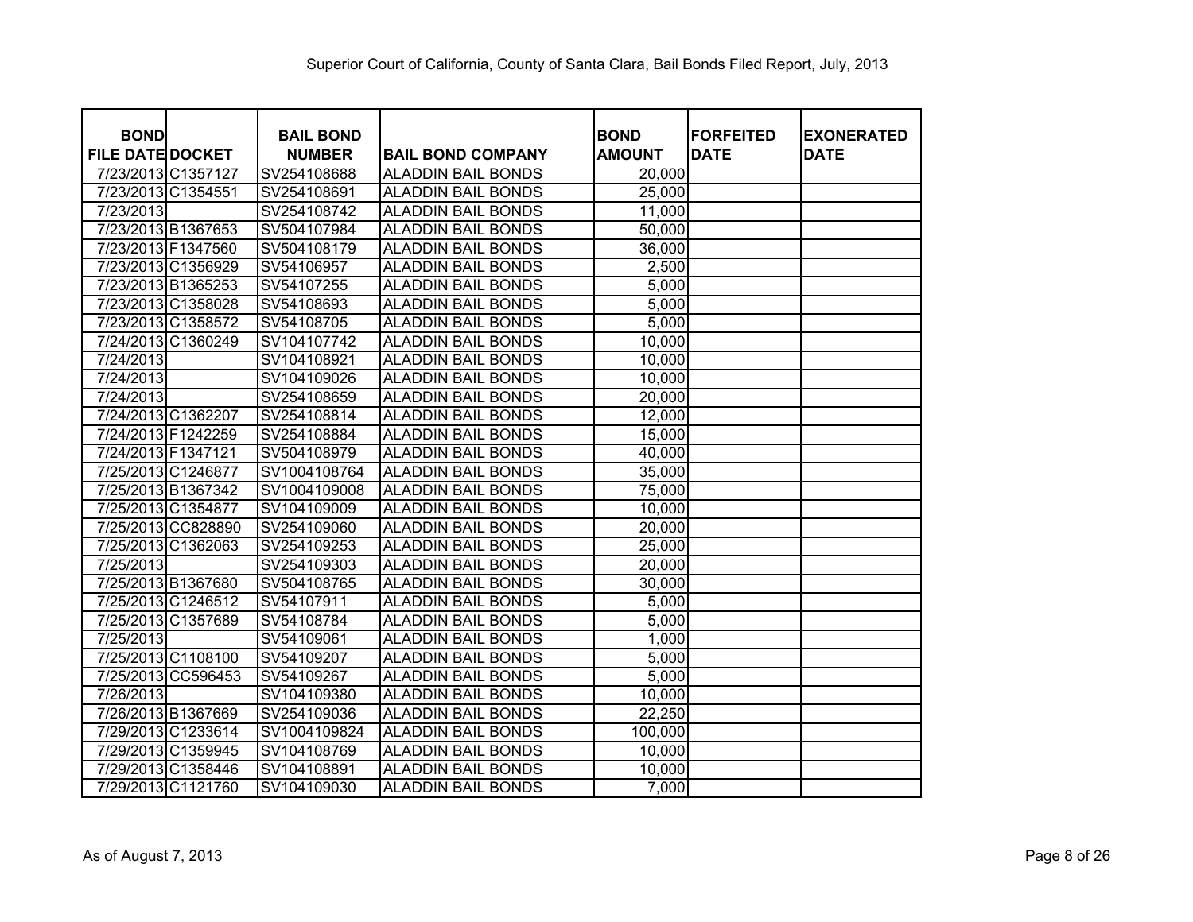Superior Court of California, County of Santa Clara, Bail Bonds Filed Report, July, 2013

| BOND FILE DATE | DOCKET | BAIL BOND NUMBER | BAIL BOND COMPANY | BOND AMOUNT | FORFEITED DATE | EXONERATED DATE |
|---|---|---|---|---|---|---|
| 7/23/2013 | C1357127 | SV254108688 | ALADDIN BAIL BONDS | 20,000 | | |
| 7/23/2013 | C1354551 | SV254108691 | ALADDIN BAIL BONDS | 25,000 | | |
| 7/23/2013 | | SV254108742 | ALADDIN BAIL BONDS | 11,000 | | |
| 7/23/2013 | B1367653 | SV504107984 | ALADDIN BAIL BONDS | 50,000 | | |
| 7/23/2013 | F1347560 | SV504108179 | ALADDIN BAIL BONDS | 36,000 | | |
| 7/23/2013 | C1356929 | SV54106957 | ALADDIN BAIL BONDS | 2,500 | | |
| 7/23/2013 | B1365253 | SV54107255 | ALADDIN BAIL BONDS | 5,000 | | |
| 7/23/2013 | C1358028 | SV54108693 | ALADDIN BAIL BONDS | 5,000 | | |
| 7/23/2013 | C1358572 | SV54108705 | ALADDIN BAIL BONDS | 5,000 | | |
| 7/24/2013 | C1360249 | SV104107742 | ALADDIN BAIL BONDS | 10,000 | | |
| 7/24/2013 | | SV104108921 | ALADDIN BAIL BONDS | 10,000 | | |
| 7/24/2013 | | SV104109026 | ALADDIN BAIL BONDS | 10,000 | | |
| 7/24/2013 | | SV254108659 | ALADDIN BAIL BONDS | 20,000 | | |
| 7/24/2013 | C1362207 | SV254108814 | ALADDIN BAIL BONDS | 12,000 | | |
| 7/24/2013 | F1242259 | SV254108884 | ALADDIN BAIL BONDS | 15,000 | | |
| 7/24/2013 | F1347121 | SV504108979 | ALADDIN BAIL BONDS | 40,000 | | |
| 7/25/2013 | C1246877 | SV1004108764 | ALADDIN BAIL BONDS | 35,000 | | |
| 7/25/2013 | B1367342 | SV1004109008 | ALADDIN BAIL BONDS | 75,000 | | |
| 7/25/2013 | C1354877 | SV104109009 | ALADDIN BAIL BONDS | 10,000 | | |
| 7/25/2013 | CC828890 | SV254109060 | ALADDIN BAIL BONDS | 20,000 | | |
| 7/25/2013 | C1362063 | SV254109253 | ALADDIN BAIL BONDS | 25,000 | | |
| 7/25/2013 | | SV254109303 | ALADDIN BAIL BONDS | 20,000 | | |
| 7/25/2013 | B1367680 | SV504108765 | ALADDIN BAIL BONDS | 30,000 | | |
| 7/25/2013 | C1246512 | SV54107911 | ALADDIN BAIL BONDS | 5,000 | | |
| 7/25/2013 | C1357689 | SV54108784 | ALADDIN BAIL BONDS | 5,000 | | |
| 7/25/2013 | | SV54109061 | ALADDIN BAIL BONDS | 1,000 | | |
| 7/25/2013 | C1108100 | SV54109207 | ALADDIN BAIL BONDS | 5,000 | | |
| 7/25/2013 | CC596453 | SV54109267 | ALADDIN BAIL BONDS | 5,000 | | |
| 7/26/2013 | | SV104109380 | ALADDIN BAIL BONDS | 10,000 | | |
| 7/26/2013 | B1367669 | SV254109036 | ALADDIN BAIL BONDS | 22,250 | | |
| 7/29/2013 | C1233614 | SV1004109824 | ALADDIN BAIL BONDS | 100,000 | | |
| 7/29/2013 | C1359945 | SV104108769 | ALADDIN BAIL BONDS | 10,000 | | |
| 7/29/2013 | C1358446 | SV104108891 | ALADDIN BAIL BONDS | 10,000 | | |
| 7/29/2013 | C1121760 | SV104109030 | ALADDIN BAIL BONDS | 7,000 | | |

As of August 7, 2013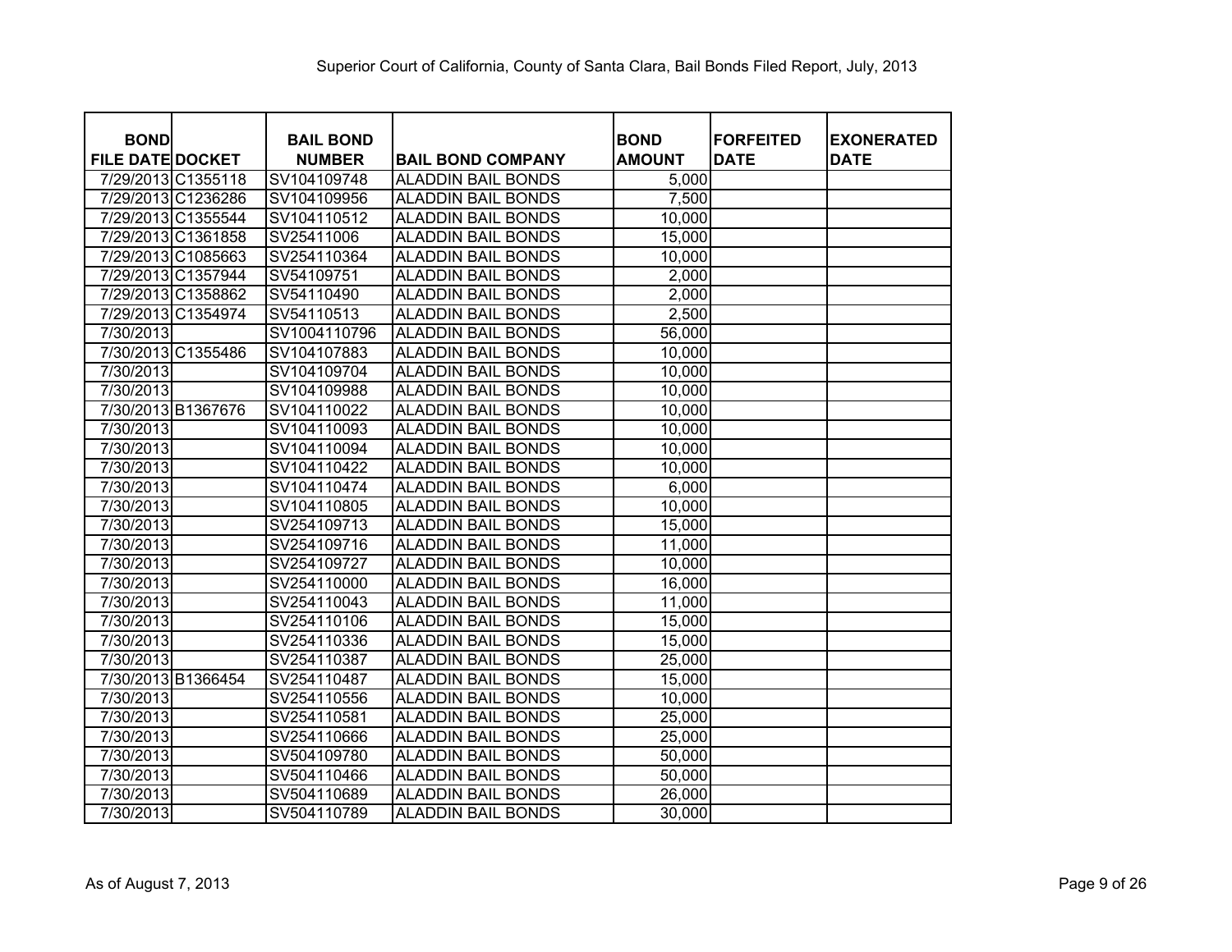Superior Court of California, County of Santa Clara, Bail Bonds Filed Report, July, 2013

| BOND FILE DATE | DOCKET | BAIL BOND NUMBER | BAIL BOND COMPANY | BOND AMOUNT | FORFEITED DATE | EXONERATED DATE |
|---|---|---|---|---|---|---|
| 7/29/2013 | C1355118 | SV104109748 | ALADDIN BAIL BONDS | 5,000 | | |
| 7/29/2013 | C1236286 | SV104109956 | ALADDIN BAIL BONDS | 7,500 | | |
| 7/29/2013 | C1355544 | SV104110512 | ALADDIN BAIL BONDS | 10,000 | | |
| 7/29/2013 | C1361858 | SV25411006 | ALADDIN BAIL BONDS | 15,000 | | |
| 7/29/2013 | C1085663 | SV254110364 | ALADDIN BAIL BONDS | 10,000 | | |
| 7/29/2013 | C1357944 | SV54109751 | ALADDIN BAIL BONDS | 2,000 | | |
| 7/29/2013 | C1358862 | SV54110490 | ALADDIN BAIL BONDS | 2,000 | | |
| 7/29/2013 | C1354974 | SV54110513 | ALADDIN BAIL BONDS | 2,500 | | |
| 7/30/2013 | | SV1004110796 | ALADDIN BAIL BONDS | 56,000 | | |
| 7/30/2013 | C1355486 | SV104107883 | ALADDIN BAIL BONDS | 10,000 | | |
| 7/30/2013 | | SV104109704 | ALADDIN BAIL BONDS | 10,000 | | |
| 7/30/2013 | | SV104109988 | ALADDIN BAIL BONDS | 10,000 | | |
| 7/30/2013 | B1367676 | SV104110022 | ALADDIN BAIL BONDS | 10,000 | | |
| 7/30/2013 | | SV104110093 | ALADDIN BAIL BONDS | 10,000 | | |
| 7/30/2013 | | SV104110094 | ALADDIN BAIL BONDS | 10,000 | | |
| 7/30/2013 | | SV104110422 | ALADDIN BAIL BONDS | 10,000 | | |
| 7/30/2013 | | SV104110474 | ALADDIN BAIL BONDS | 6,000 | | |
| 7/30/2013 | | SV104110805 | ALADDIN BAIL BONDS | 10,000 | | |
| 7/30/2013 | | SV254109713 | ALADDIN BAIL BONDS | 15,000 | | |
| 7/30/2013 | | SV254109716 | ALADDIN BAIL BONDS | 11,000 | | |
| 7/30/2013 | | SV254109727 | ALADDIN BAIL BONDS | 10,000 | | |
| 7/30/2013 | | SV254110000 | ALADDIN BAIL BONDS | 16,000 | | |
| 7/30/2013 | | SV254110043 | ALADDIN BAIL BONDS | 11,000 | | |
| 7/30/2013 | | SV254110106 | ALADDIN BAIL BONDS | 15,000 | | |
| 7/30/2013 | | SV254110336 | ALADDIN BAIL BONDS | 15,000 | | |
| 7/30/2013 | | SV254110387 | ALADDIN BAIL BONDS | 25,000 | | |
| 7/30/2013 | B1366454 | SV254110487 | ALADDIN BAIL BONDS | 15,000 | | |
| 7/30/2013 | | SV254110556 | ALADDIN BAIL BONDS | 10,000 | | |
| 7/30/2013 | | SV254110581 | ALADDIN BAIL BONDS | 25,000 | | |
| 7/30/2013 | | SV254110666 | ALADDIN BAIL BONDS | 25,000 | | |
| 7/30/2013 | | SV504109780 | ALADDIN BAIL BONDS | 50,000 | | |
| 7/30/2013 | | SV504110466 | ALADDIN BAIL BONDS | 50,000 | | |
| 7/30/2013 | | SV504110689 | ALADDIN BAIL BONDS | 26,000 | | |
| 7/30/2013 | | SV504110789 | ALADDIN BAIL BONDS | 30,000 | | |

As of August 7, 2013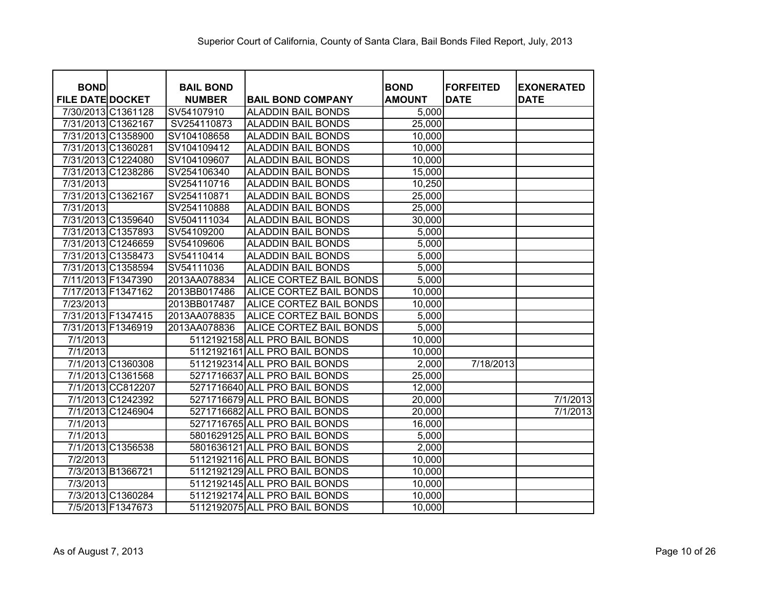Superior Court of California, County of Santa Clara, Bail Bonds Filed Report, July, 2013

| BOND FILE DATE | DOCKET | BAIL BOND NUMBER | BAIL BOND COMPANY | BOND AMOUNT | FORFEITED DATE | EXONERATED DATE |
|---|---|---|---|---|---|---|
| 7/30/2013 | C1361128 | SV54107910 | ALADDIN BAIL BONDS | 5,000 | | |
| 7/31/2013 | C1362167 | SV254110873 | ALADDIN BAIL BONDS | 25,000 | | |
| 7/31/2013 | C1358900 | SV104108658 | ALADDIN BAIL BONDS | 10,000 | | |
| 7/31/2013 | C1360281 | SV104109412 | ALADDIN BAIL BONDS | 10,000 | | |
| 7/31/2013 | C1224080 | SV104109607 | ALADDIN BAIL BONDS | 10,000 | | |
| 7/31/2013 | C1238286 | SV254106340 | ALADDIN BAIL BONDS | 15,000 | | |
| 7/31/2013 | | SV254110716 | ALADDIN BAIL BONDS | 10,250 | | |
| 7/31/2013 | C1362167 | SV254110871 | ALADDIN BAIL BONDS | 25,000 | | |
| 7/31/2013 | | SV254110888 | ALADDIN BAIL BONDS | 25,000 | | |
| 7/31/2013 | C1359640 | SV504111034 | ALADDIN BAIL BONDS | 30,000 | | |
| 7/31/2013 | C1357893 | SV54109200 | ALADDIN BAIL BONDS | 5,000 | | |
| 7/31/2013 | C1246659 | SV54109606 | ALADDIN BAIL BONDS | 5,000 | | |
| 7/31/2013 | C1358473 | SV54110414 | ALADDIN BAIL BONDS | 5,000 | | |
| 7/31/2013 | C1358594 | SV54111036 | ALADDIN BAIL BONDS | 5,000 | | |
| 7/11/2013 | F1347390 | 2013AA078834 | ALICE CORTEZ BAIL BONDS | 5,000 | | |
| 7/17/2013 | F1347162 | 2013BB017486 | ALICE CORTEZ BAIL BONDS | 10,000 | | |
| 7/23/2013 | | 2013BB017487 | ALICE CORTEZ BAIL BONDS | 10,000 | | |
| 7/31/2013 | F1347415 | 2013AA078835 | ALICE CORTEZ BAIL BONDS | 5,000 | | |
| 7/31/2013 | F1346919 | 2013AA078836 | ALICE CORTEZ BAIL BONDS | 5,000 | | |
| 7/1/2013 | | 5112192158 | ALL PRO BAIL BONDS | 10,000 | | |
| 7/1/2013 | | 5112192161 | ALL PRO BAIL BONDS | 10,000 | | |
| 7/1/2013 | C1360308 | 5112192314 | ALL PRO BAIL BONDS | 2,000 | 7/18/2013 | |
| 7/1/2013 | C1361568 | 5271716637 | ALL PRO BAIL BONDS | 25,000 | | |
| 7/1/2013 | CC812207 | 5271716640 | ALL PRO BAIL BONDS | 12,000 | | |
| 7/1/2013 | C1242392 | 5271716679 | ALL PRO BAIL BONDS | 20,000 | | 7/1/2013 |
| 7/1/2013 | C1246904 | 5271716682 | ALL PRO BAIL BONDS | 20,000 | | 7/1/2013 |
| 7/1/2013 | | 5271716765 | ALL PRO BAIL BONDS | 16,000 | | |
| 7/1/2013 | | 5801629125 | ALL PRO BAIL BONDS | 5,000 | | |
| 7/1/2013 | C1356538 | 5801636121 | ALL PRO BAIL BONDS | 2,000 | | |
| 7/2/2013 | | 5112192116 | ALL PRO BAIL BONDS | 10,000 | | |
| 7/3/2013 | B1366721 | 5112192129 | ALL PRO BAIL BONDS | 10,000 | | |
| 7/3/2013 | | 5112192145 | ALL PRO BAIL BONDS | 10,000 | | |
| 7/3/2013 | C1360284 | 5112192174 | ALL PRO BAIL BONDS | 10,000 | | |
| 7/5/2013 | F1347673 | 5112192075 | ALL PRO BAIL BONDS | 10,000 | | |

As of August 7, 2013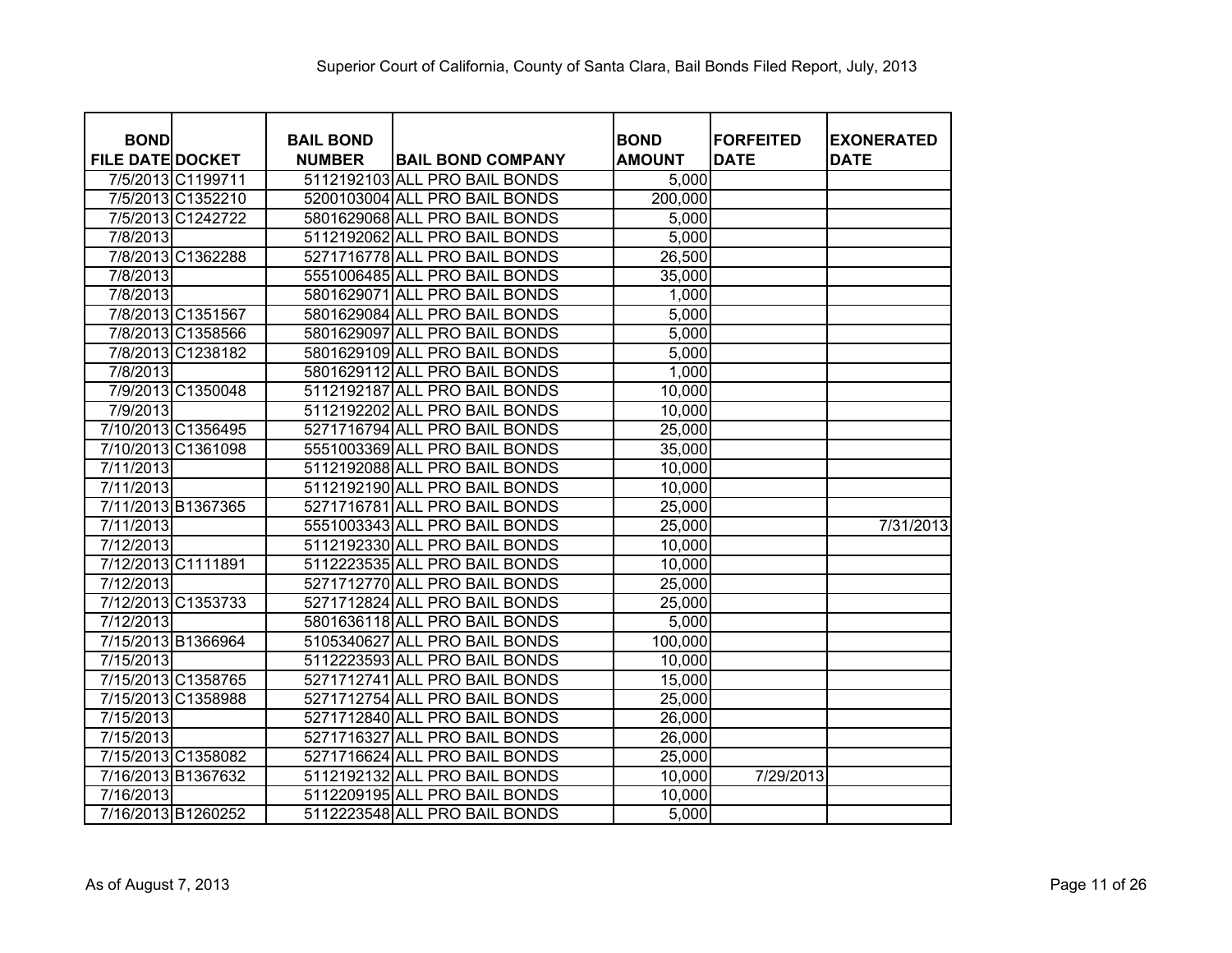Superior Court of California, County of Santa Clara, Bail Bonds Filed Report, July, 2013

| BOND FILE DATE | DOCKET | BAIL BOND NUMBER | BAIL BOND COMPANY | BOND AMOUNT | FORFEITED DATE | EXONERATED DATE |
|---|---|---|---|---|---|---|
| 7/5/2013 | C1199711 | 5112192103 | ALL PRO BAIL BONDS | 5,000 | | |
| 7/5/2013 | C1352210 | 5200103004 | ALL PRO BAIL BONDS | 200,000 | | |
| 7/5/2013 | C1242722 | 5801629068 | ALL PRO BAIL BONDS | 5,000 | | |
| 7/8/2013 | | 5112192062 | ALL PRO BAIL BONDS | 5,000 | | |
| 7/8/2013 | C1362288 | 5271716778 | ALL PRO BAIL BONDS | 26,500 | | |
| 7/8/2013 | | 5551006485 | ALL PRO BAIL BONDS | 35,000 | | |
| 7/8/2013 | | 5801629071 | ALL PRO BAIL BONDS | 1,000 | | |
| 7/8/2013 | C1351567 | 5801629084 | ALL PRO BAIL BONDS | 5,000 | | |
| 7/8/2013 | C1358566 | 5801629097 | ALL PRO BAIL BONDS | 5,000 | | |
| 7/8/2013 | C1238182 | 5801629109 | ALL PRO BAIL BONDS | 5,000 | | |
| 7/8/2013 | | 5801629112 | ALL PRO BAIL BONDS | 1,000 | | |
| 7/9/2013 | C1350048 | 5112192187 | ALL PRO BAIL BONDS | 10,000 | | |
| 7/9/2013 | | 5112192202 | ALL PRO BAIL BONDS | 10,000 | | |
| 7/10/2013 | C1356495 | 5271716794 | ALL PRO BAIL BONDS | 25,000 | | |
| 7/10/2013 | C1361098 | 5551003369 | ALL PRO BAIL BONDS | 35,000 | | |
| 7/11/2013 | | 5112192088 | ALL PRO BAIL BONDS | 10,000 | | |
| 7/11/2013 | | 5112192190 | ALL PRO BAIL BONDS | 10,000 | | |
| 7/11/2013 | B1367365 | 5271716781 | ALL PRO BAIL BONDS | 25,000 | | |
| 7/11/2013 | | 5551003343 | ALL PRO BAIL BONDS | 25,000 | | 7/31/2013 |
| 7/12/2013 | | 5112192330 | ALL PRO BAIL BONDS | 10,000 | | |
| 7/12/2013 | C1111891 | 5112223535 | ALL PRO BAIL BONDS | 10,000 | | |
| 7/12/2013 | | 5271712770 | ALL PRO BAIL BONDS | 25,000 | | |
| 7/12/2013 | C1353733 | 5271712824 | ALL PRO BAIL BONDS | 25,000 | | |
| 7/12/2013 | | 5801636118 | ALL PRO BAIL BONDS | 5,000 | | |
| 7/15/2013 | B1366964 | 5105340627 | ALL PRO BAIL BONDS | 100,000 | | |
| 7/15/2013 | | 5112223593 | ALL PRO BAIL BONDS | 10,000 | | |
| 7/15/2013 | C1358765 | 5271712741 | ALL PRO BAIL BONDS | 15,000 | | |
| 7/15/2013 | C1358988 | 5271712754 | ALL PRO BAIL BONDS | 25,000 | | |
| 7/15/2013 | | 5271712840 | ALL PRO BAIL BONDS | 26,000 | | |
| 7/15/2013 | | 5271716327 | ALL PRO BAIL BONDS | 26,000 | | |
| 7/15/2013 | C1358082 | 5271716624 | ALL PRO BAIL BONDS | 25,000 | | |
| 7/16/2013 | B1367632 | 5112192132 | ALL PRO BAIL BONDS | 10,000 | 7/29/2013 | |
| 7/16/2013 | | 5112209195 | ALL PRO BAIL BONDS | 10,000 | | |
| 7/16/2013 | B1260252 | 5112223548 | ALL PRO BAIL BONDS | 5,000 | | |

As of August 7, 2013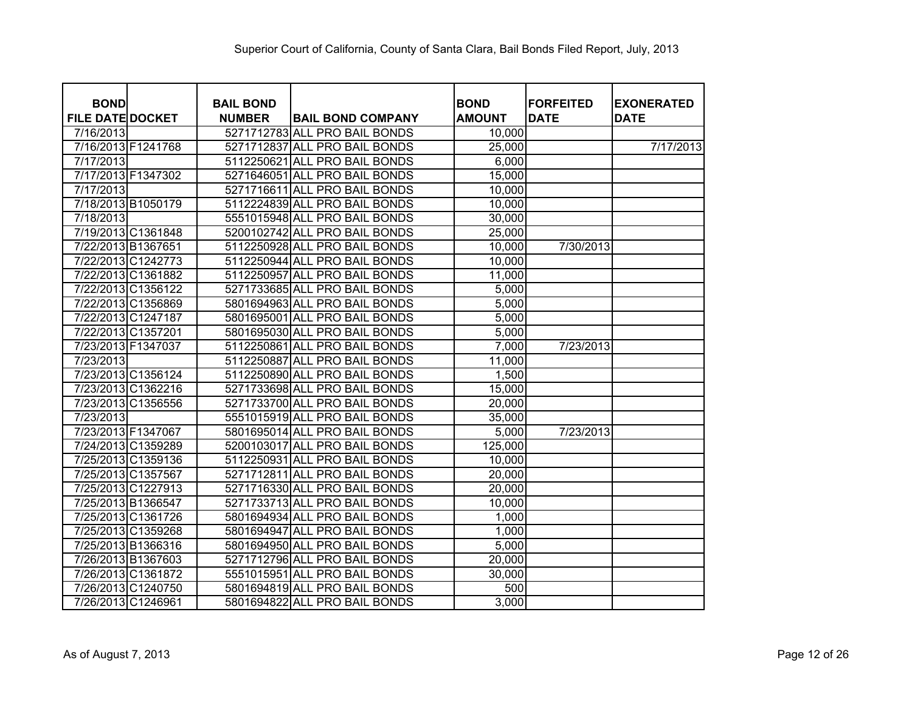Superior Court of California, County of Santa Clara, Bail Bonds Filed Report, July, 2013

| BOND FILE DATE | DOCKET | BAIL BOND NUMBER | BAIL BOND COMPANY | BOND AMOUNT | FORFEITED DATE | EXONERATED DATE |
|---|---|---|---|---|---|---|
| 7/16/2013 | | 5271712783 | ALL PRO BAIL BONDS | 10,000 | | |
| 7/16/2013 | F1241768 | 5271712837 | ALL PRO BAIL BONDS | 25,000 | | 7/17/2013 |
| 7/17/2013 | | 5112250621 | ALL PRO BAIL BONDS | 6,000 | | |
| 7/17/2013 | F1347302 | 5271646051 | ALL PRO BAIL BONDS | 15,000 | | |
| 7/17/2013 | | 5271716611 | ALL PRO BAIL BONDS | 10,000 | | |
| 7/18/2013 | B1050179 | 5112224839 | ALL PRO BAIL BONDS | 10,000 | | |
| 7/18/2013 | | 5551015948 | ALL PRO BAIL BONDS | 30,000 | | |
| 7/19/2013 | C1361848 | 5200102742 | ALL PRO BAIL BONDS | 25,000 | | |
| 7/22/2013 | B1367651 | 5112250928 | ALL PRO BAIL BONDS | 10,000 | 7/30/2013 | |
| 7/22/2013 | C1242773 | 5112250944 | ALL PRO BAIL BONDS | 10,000 | | |
| 7/22/2013 | C1361882 | 5112250957 | ALL PRO BAIL BONDS | 11,000 | | |
| 7/22/2013 | C1356122 | 5271733685 | ALL PRO BAIL BONDS | 5,000 | | |
| 7/22/2013 | C1356869 | 5801694963 | ALL PRO BAIL BONDS | 5,000 | | |
| 7/22/2013 | C1247187 | 5801695001 | ALL PRO BAIL BONDS | 5,000 | | |
| 7/22/2013 | C1357201 | 5801695030 | ALL PRO BAIL BONDS | 5,000 | | |
| 7/23/2013 | F1347037 | 5112250861 | ALL PRO BAIL BONDS | 7,000 | 7/23/2013 | |
| 7/23/2013 | | 5112250887 | ALL PRO BAIL BONDS | 11,000 | | |
| 7/23/2013 | C1356124 | 5112250890 | ALL PRO BAIL BONDS | 1,500 | | |
| 7/23/2013 | C1362216 | 5271733698 | ALL PRO BAIL BONDS | 15,000 | | |
| 7/23/2013 | C1356556 | 5271733700 | ALL PRO BAIL BONDS | 20,000 | | |
| 7/23/2013 | | 5551015919 | ALL PRO BAIL BONDS | 35,000 | | |
| 7/23/2013 | F1347067 | 5801695014 | ALL PRO BAIL BONDS | 5,000 | 7/23/2013 | |
| 7/24/2013 | C1359289 | 5200103017 | ALL PRO BAIL BONDS | 125,000 | | |
| 7/25/2013 | C1359136 | 5112250931 | ALL PRO BAIL BONDS | 10,000 | | |
| 7/25/2013 | C1357567 | 5271712811 | ALL PRO BAIL BONDS | 20,000 | | |
| 7/25/2013 | C1227913 | 5271716330 | ALL PRO BAIL BONDS | 20,000 | | |
| 7/25/2013 | B1366547 | 5271733713 | ALL PRO BAIL BONDS | 10,000 | | |
| 7/25/2013 | C1361726 | 5801694934 | ALL PRO BAIL BONDS | 1,000 | | |
| 7/25/2013 | C1359268 | 5801694947 | ALL PRO BAIL BONDS | 1,000 | | |
| 7/25/2013 | B1366316 | 5801694950 | ALL PRO BAIL BONDS | 5,000 | | |
| 7/26/2013 | B1367603 | 5271712796 | ALL PRO BAIL BONDS | 20,000 | | |
| 7/26/2013 | C1361872 | 5551015951 | ALL PRO BAIL BONDS | 30,000 | | |
| 7/26/2013 | C1240750 | 5801694819 | ALL PRO BAIL BONDS | 500 | | |
| 7/26/2013 | C1246961 | 5801694822 | ALL PRO BAIL BONDS | 3,000 | | |

As of August 7, 2013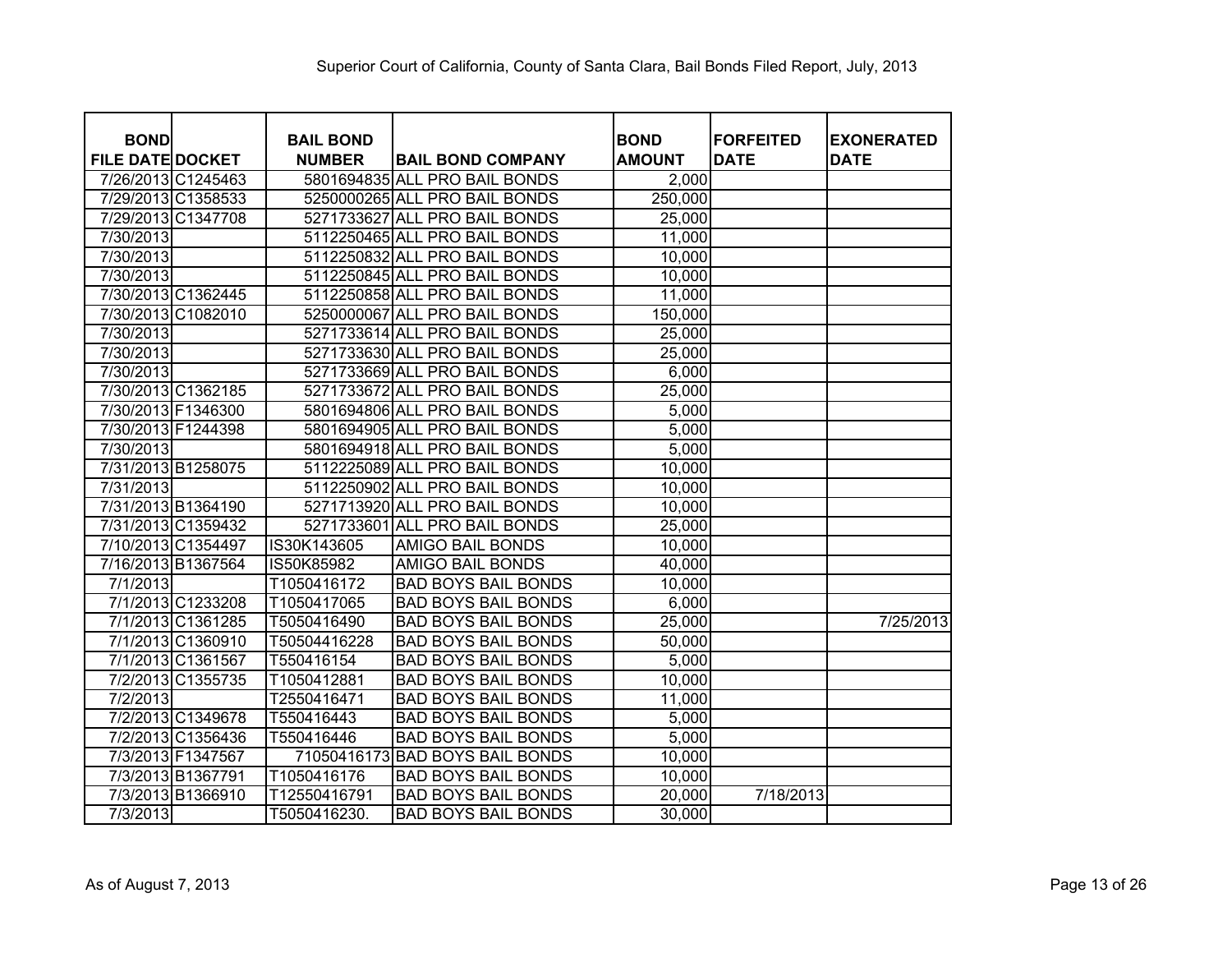Superior Court of California, County of Santa Clara, Bail Bonds Filed Report, July, 2013

| BOND FILE DATE | DOCKET | BAIL BOND NUMBER | BAIL BOND COMPANY | BOND AMOUNT | FORFEITED DATE | EXONERATED DATE |
|---|---|---|---|---|---|---|
| 7/26/2013 | C1245463 | 5801694835 | ALL PRO BAIL BONDS | 2,000 | | |
| 7/29/2013 | C1358533 | 5250000265 | ALL PRO BAIL BONDS | 250,000 | | |
| 7/29/2013 | C1347708 | 5271733627 | ALL PRO BAIL BONDS | 25,000 | | |
| 7/30/2013 | | 5112250465 | ALL PRO BAIL BONDS | 11,000 | | |
| 7/30/2013 | | 5112250832 | ALL PRO BAIL BONDS | 10,000 | | |
| 7/30/2013 | | 5112250845 | ALL PRO BAIL BONDS | 10,000 | | |
| 7/30/2013 | C1362445 | 5112250858 | ALL PRO BAIL BONDS | 11,000 | | |
| 7/30/2013 | C1082010 | 5250000067 | ALL PRO BAIL BONDS | 150,000 | | |
| 7/30/2013 | | 5271733614 | ALL PRO BAIL BONDS | 25,000 | | |
| 7/30/2013 | | 5271733630 | ALL PRO BAIL BONDS | 25,000 | | |
| 7/30/2013 | | 5271733669 | ALL PRO BAIL BONDS | 6,000 | | |
| 7/30/2013 | C1362185 | 5271733672 | ALL PRO BAIL BONDS | 25,000 | | |
| 7/30/2013 | F1346300 | 5801694806 | ALL PRO BAIL BONDS | 5,000 | | |
| 7/30/2013 | F1244398 | 5801694905 | ALL PRO BAIL BONDS | 5,000 | | |
| 7/30/2013 | | 5801694918 | ALL PRO BAIL BONDS | 5,000 | | |
| 7/31/2013 | B1258075 | 5112225089 | ALL PRO BAIL BONDS | 10,000 | | |
| 7/31/2013 | | 5112250902 | ALL PRO BAIL BONDS | 10,000 | | |
| 7/31/2013 | B1364190 | 5271713920 | ALL PRO BAIL BONDS | 10,000 | | |
| 7/31/2013 | C1359432 | 5271733601 | ALL PRO BAIL BONDS | 25,000 | | |
| 7/10/2013 | C1354497 | IS30K143605 | AMIGO BAIL BONDS | 10,000 | | |
| 7/16/2013 | B1367564 | IS50K85982 | AMIGO BAIL BONDS | 40,000 | | |
| 7/1/2013 | | T1050416172 | BAD BOYS BAIL BONDS | 10,000 | | |
| 7/1/2013 | C1233208 | T1050417065 | BAD BOYS BAIL BONDS | 6,000 | | |
| 7/1/2013 | C1361285 | T5050416490 | BAD BOYS BAIL BONDS | 25,000 | | 7/25/2013 |
| 7/1/2013 | C1360910 | T50504416228 | BAD BOYS BAIL BONDS | 50,000 | | |
| 7/1/2013 | C1361567 | T550416154 | BAD BOYS BAIL BONDS | 5,000 | | |
| 7/2/2013 | C1355735 | T1050412881 | BAD BOYS BAIL BONDS | 10,000 | | |
| 7/2/2013 | | T2550416471 | BAD BOYS BAIL BONDS | 11,000 | | |
| 7/2/2013 | C1349678 | T550416443 | BAD BOYS BAIL BONDS | 5,000 | | |
| 7/2/2013 | C1356436 | T550416446 | BAD BOYS BAIL BONDS | 5,000 | | |
| 7/3/2013 | F1347567 | 71050416173 | BAD BOYS BAIL BONDS | 10,000 | | |
| 7/3/2013 | B1367791 | T1050416176 | BAD BOYS BAIL BONDS | 10,000 | | |
| 7/3/2013 | B1366910 | T12550416791 | BAD BOYS BAIL BONDS | 20,000 | 7/18/2013 | |
| 7/3/2013 | | T5050416230. | BAD BOYS BAIL BONDS | 30,000 | | |

As of August 7, 2013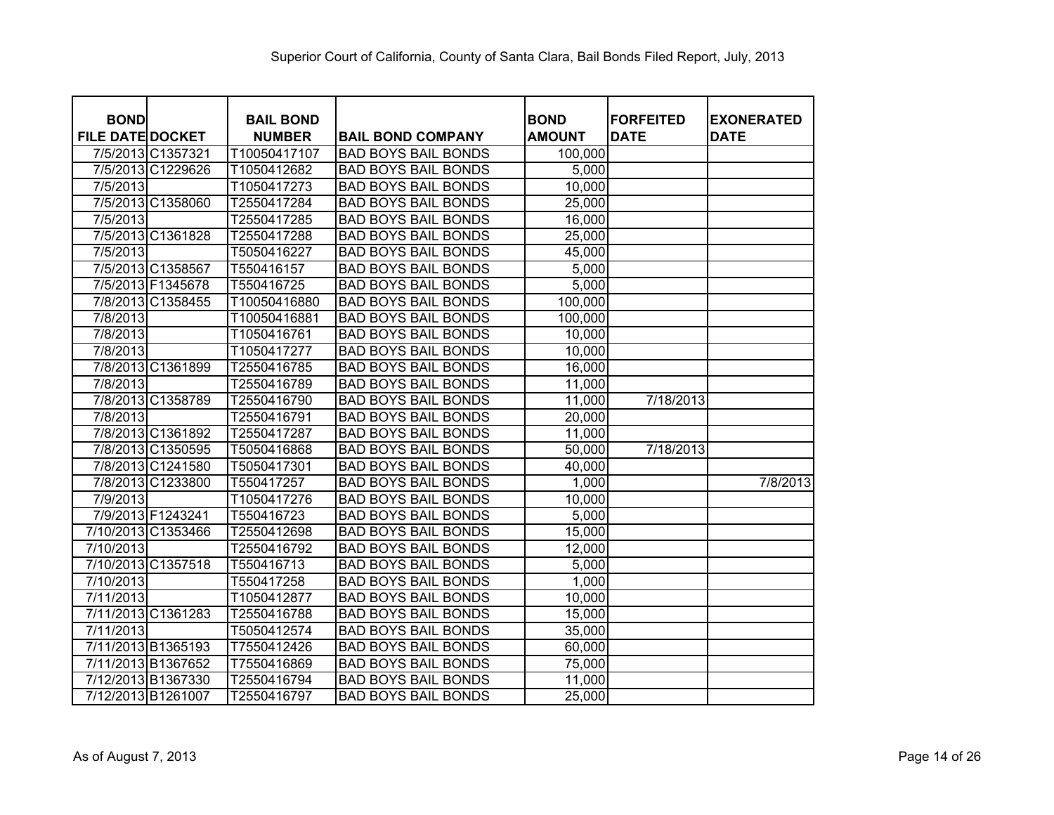Superior Court of California, County of Santa Clara, Bail Bonds Filed Report, July, 2013

| BOND FILE DATE | DOCKET | BAIL BOND NUMBER | BAIL BOND COMPANY | BOND AMOUNT | FORFEITED DATE | EXONERATED DATE |
|---|---|---|---|---|---|---|
| 7/5/2013 | C1357321 | T10050417107 | BAD BOYS BAIL BONDS | 100,000 | | |
| 7/5/2013 | C1229626 | T1050412682 | BAD BOYS BAIL BONDS | 5,000 | | |
| 7/5/2013 | | T1050417273 | BAD BOYS BAIL BONDS | 10,000 | | |
| 7/5/2013 | C1358060 | T2550417284 | BAD BOYS BAIL BONDS | 25,000 | | |
| 7/5/2013 | | T2550417285 | BAD BOYS BAIL BONDS | 16,000 | | |
| 7/5/2013 | C1361828 | T2550417288 | BAD BOYS BAIL BONDS | 25,000 | | |
| 7/5/2013 | | T5050416227 | BAD BOYS BAIL BONDS | 45,000 | | |
| 7/5/2013 | C1358567 | T550416157 | BAD BOYS BAIL BONDS | 5,000 | | |
| 7/5/2013 | F1345678 | T550416725 | BAD BOYS BAIL BONDS | 5,000 | | |
| 7/8/2013 | C1358455 | T10050416880 | BAD BOYS BAIL BONDS | 100,000 | | |
| 7/8/2013 | | T10050416881 | BAD BOYS BAIL BONDS | 100,000 | | |
| 7/8/2013 | | T1050416761 | BAD BOYS BAIL BONDS | 10,000 | | |
| 7/8/2013 | | T1050417277 | BAD BOYS BAIL BONDS | 10,000 | | |
| 7/8/2013 | C1361899 | T2550416785 | BAD BOYS BAIL BONDS | 16,000 | | |
| 7/8/2013 | | T2550416789 | BAD BOYS BAIL BONDS | 11,000 | | |
| 7/8/2013 | C1358789 | T2550416790 | BAD BOYS BAIL BONDS | 11,000 | 7/18/2013 | |
| 7/8/2013 | | T2550416791 | BAD BOYS BAIL BONDS | 20,000 | | |
| 7/8/2013 | C1361892 | T2550417287 | BAD BOYS BAIL BONDS | 11,000 | | |
| 7/8/2013 | C1350595 | T5050416868 | BAD BOYS BAIL BONDS | 50,000 | 7/18/2013 | |
| 7/8/2013 | C1241580 | T5050417301 | BAD BOYS BAIL BONDS | 40,000 | | |
| 7/8/2013 | C1233800 | T550417257 | BAD BOYS BAIL BONDS | 1,000 | | 7/8/2013 |
| 7/9/2013 | | T1050417276 | BAD BOYS BAIL BONDS | 10,000 | | |
| 7/9/2013 | F1243241 | T550416723 | BAD BOYS BAIL BONDS | 5,000 | | |
| 7/10/2013 | C1353466 | T2550412698 | BAD BOYS BAIL BONDS | 15,000 | | |
| 7/10/2013 | | T2550416792 | BAD BOYS BAIL BONDS | 12,000 | | |
| 7/10/2013 | C1357518 | T550416713 | BAD BOYS BAIL BONDS | 5,000 | | |
| 7/10/2013 | | T550417258 | BAD BOYS BAIL BONDS | 1,000 | | |
| 7/11/2013 | | T1050412877 | BAD BOYS BAIL BONDS | 10,000 | | |
| 7/11/2013 | C1361283 | T2550416788 | BAD BOYS BAIL BONDS | 15,000 | | |
| 7/11/2013 | | T5050412574 | BAD BOYS BAIL BONDS | 35,000 | | |
| 7/11/2013 | B1365193 | T7550412426 | BAD BOYS BAIL BONDS | 60,000 | | |
| 7/11/2013 | B1367652 | T7550416869 | BAD BOYS BAIL BONDS | 75,000 | | |
| 7/12/2013 | B1367330 | T2550416794 | BAD BOYS BAIL BONDS | 11,000 | | |
| 7/12/2013 | B1261007 | T2550416797 | BAD BOYS BAIL BONDS | 25,000 | | |

As of August 7, 2013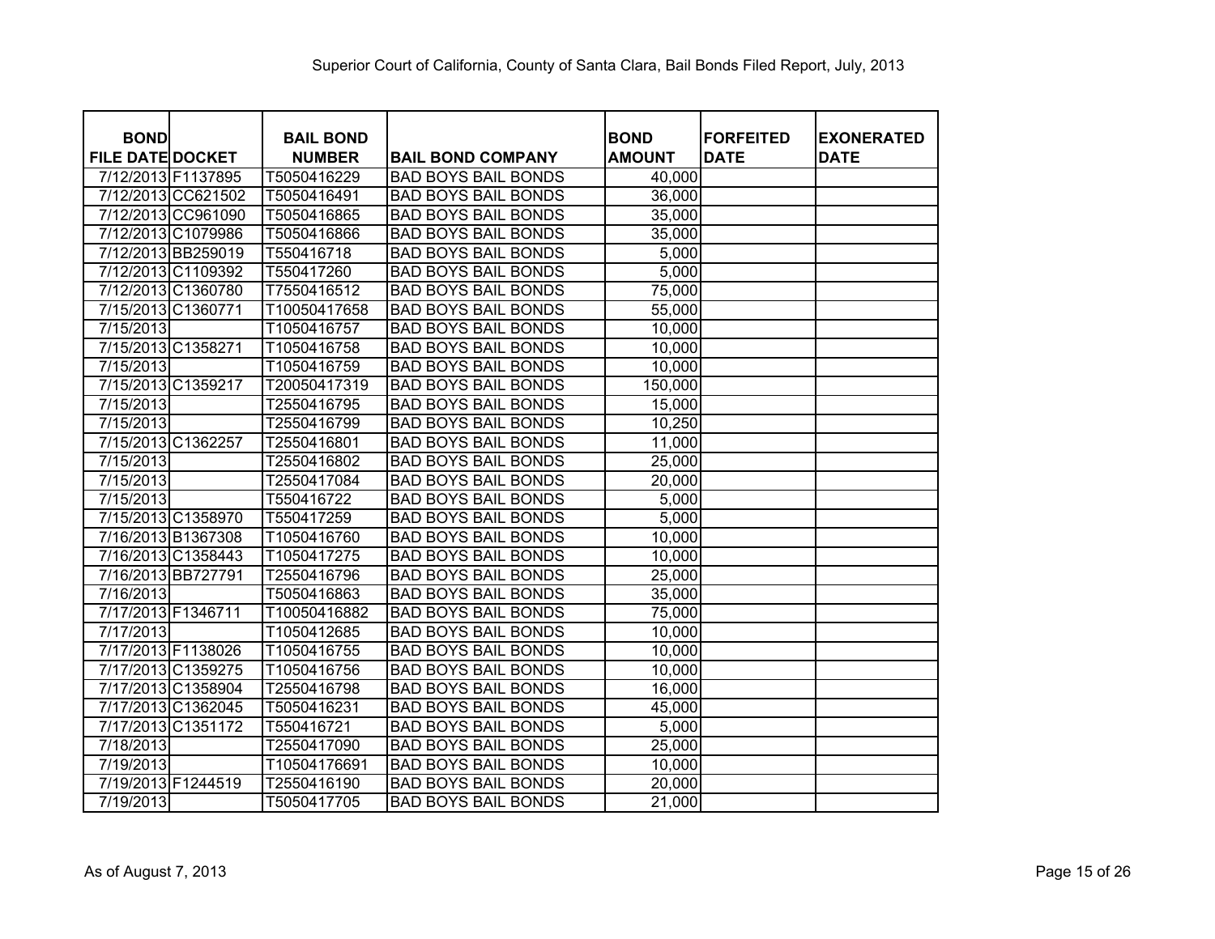Superior Court of California, County of Santa Clara, Bail Bonds Filed Report, July, 2013

| BOND FILE DATE | DOCKET | BAIL BOND NUMBER | BAIL BOND COMPANY | BOND AMOUNT | FORFEITED DATE | EXONERATED DATE |
|---|---|---|---|---|---|---|
| 7/12/2013 | F1137895 | T5050416229 | BAD BOYS BAIL BONDS | 40,000 | | |
| 7/12/2013 | CC621502 | T5050416491 | BAD BOYS BAIL BONDS | 36,000 | | |
| 7/12/2013 | CC961090 | T5050416865 | BAD BOYS BAIL BONDS | 35,000 | | |
| 7/12/2013 | C1079986 | T5050416866 | BAD BOYS BAIL BONDS | 35,000 | | |
| 7/12/2013 | BB259019 | T550416718 | BAD BOYS BAIL BONDS | 5,000 | | |
| 7/12/2013 | C1109392 | T550417260 | BAD BOYS BAIL BONDS | 5,000 | | |
| 7/12/2013 | C1360780 | T7550416512 | BAD BOYS BAIL BONDS | 75,000 | | |
| 7/15/2013 | C1360771 | T10050417658 | BAD BOYS BAIL BONDS | 55,000 | | |
| 7/15/2013 | | T1050416757 | BAD BOYS BAIL BONDS | 10,000 | | |
| 7/15/2013 | C1358271 | T1050416758 | BAD BOYS BAIL BONDS | 10,000 | | |
| 7/15/2013 | | T1050416759 | BAD BOYS BAIL BONDS | 10,000 | | |
| 7/15/2013 | C1359217 | T20050417319 | BAD BOYS BAIL BONDS | 150,000 | | |
| 7/15/2013 | | T2550416795 | BAD BOYS BAIL BONDS | 15,000 | | |
| 7/15/2013 | | T2550416799 | BAD BOYS BAIL BONDS | 10,250 | | |
| 7/15/2013 | C1362257 | T2550416801 | BAD BOYS BAIL BONDS | 11,000 | | |
| 7/15/2013 | | T2550416802 | BAD BOYS BAIL BONDS | 25,000 | | |
| 7/15/2013 | | T2550417084 | BAD BOYS BAIL BONDS | 20,000 | | |
| 7/15/2013 | | T550416722 | BAD BOYS BAIL BONDS | 5,000 | | |
| 7/15/2013 | C1358970 | T550417259 | BAD BOYS BAIL BONDS | 5,000 | | |
| 7/16/2013 | B1367308 | T1050416760 | BAD BOYS BAIL BONDS | 10,000 | | |
| 7/16/2013 | C1358443 | T1050417275 | BAD BOYS BAIL BONDS | 10,000 | | |
| 7/16/2013 | BB727791 | T2550416796 | BAD BOYS BAIL BONDS | 25,000 | | |
| 7/16/2013 | | T5050416863 | BAD BOYS BAIL BONDS | 35,000 | | |
| 7/17/2013 | F1346711 | T10050416882 | BAD BOYS BAIL BONDS | 75,000 | | |
| 7/17/2013 | | T1050412685 | BAD BOYS BAIL BONDS | 10,000 | | |
| 7/17/2013 | F1138026 | T1050416755 | BAD BOYS BAIL BONDS | 10,000 | | |
| 7/17/2013 | C1359275 | T1050416756 | BAD BOYS BAIL BONDS | 10,000 | | |
| 7/17/2013 | C1358904 | T2550416798 | BAD BOYS BAIL BONDS | 16,000 | | |
| 7/17/2013 | C1362045 | T5050416231 | BAD BOYS BAIL BONDS | 45,000 | | |
| 7/17/2013 | C1351172 | T550416721 | BAD BOYS BAIL BONDS | 5,000 | | |
| 7/18/2013 | | T2550417090 | BAD BOYS BAIL BONDS | 25,000 | | |
| 7/19/2013 | | T10504176691 | BAD BOYS BAIL BONDS | 10,000 | | |
| 7/19/2013 | F1244519 | T2550416190 | BAD BOYS BAIL BONDS | 20,000 | | |
| 7/19/2013 | | T5050417705 | BAD BOYS BAIL BONDS | 21,000 | | |

As of August 7, 2013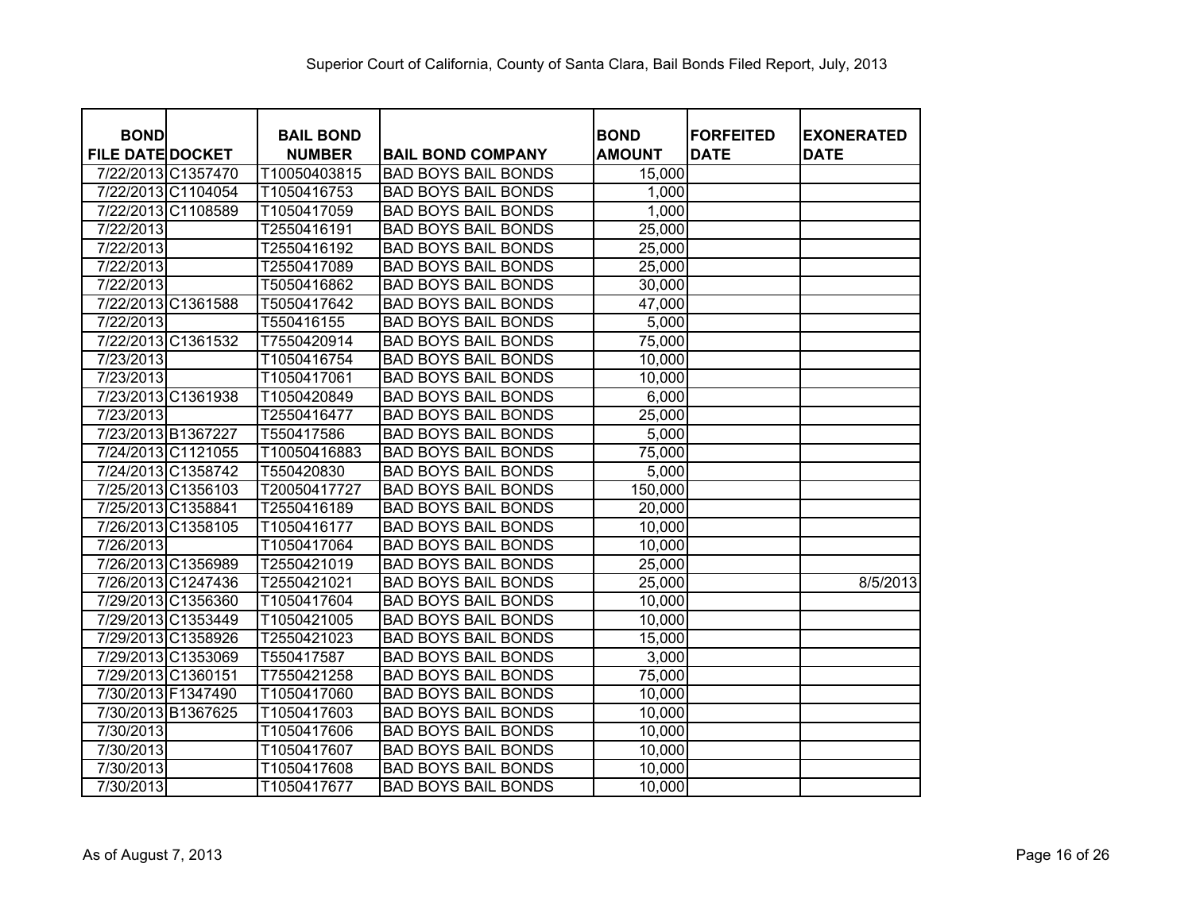Superior Court of California, County of Santa Clara, Bail Bonds Filed Report, July, 2013

| BOND FILE DATE | DOCKET | BAIL BOND NUMBER | BAIL BOND COMPANY | BOND AMOUNT | FORFEITED DATE | EXONERATED DATE |
|---|---|---|---|---|---|---|
| 7/22/2013 | C1357470 | T10050403815 | BAD BOYS BAIL BONDS | 15,000 | | |
| 7/22/2013 | C1104054 | T1050416753 | BAD BOYS BAIL BONDS | 1,000 | | |
| 7/22/2013 | C1108589 | T1050417059 | BAD BOYS BAIL BONDS | 1,000 | | |
| 7/22/2013 | | T2550416191 | BAD BOYS BAIL BONDS | 25,000 | | |
| 7/22/2013 | | T2550416192 | BAD BOYS BAIL BONDS | 25,000 | | |
| 7/22/2013 | | T2550417089 | BAD BOYS BAIL BONDS | 25,000 | | |
| 7/22/2013 | | T5050416862 | BAD BOYS BAIL BONDS | 30,000 | | |
| 7/22/2013 | C1361588 | T5050417642 | BAD BOYS BAIL BONDS | 47,000 | | |
| 7/22/2013 | | T550416155 | BAD BOYS BAIL BONDS | 5,000 | | |
| 7/22/2013 | C1361532 | T7550420914 | BAD BOYS BAIL BONDS | 75,000 | | |
| 7/23/2013 | | T1050416754 | BAD BOYS BAIL BONDS | 10,000 | | |
| 7/23/2013 | | T1050417061 | BAD BOYS BAIL BONDS | 10,000 | | |
| 7/23/2013 | C1361938 | T1050420849 | BAD BOYS BAIL BONDS | 6,000 | | |
| 7/23/2013 | | T2550416477 | BAD BOYS BAIL BONDS | 25,000 | | |
| 7/23/2013 | B1367227 | T550417586 | BAD BOYS BAIL BONDS | 5,000 | | |
| 7/24/2013 | C1121055 | T10050416883 | BAD BOYS BAIL BONDS | 75,000 | | |
| 7/24/2013 | C1358742 | T550420830 | BAD BOYS BAIL BONDS | 5,000 | | |
| 7/25/2013 | C1356103 | T20050417727 | BAD BOYS BAIL BONDS | 150,000 | | |
| 7/25/2013 | C1358841 | T2550416189 | BAD BOYS BAIL BONDS | 20,000 | | |
| 7/26/2013 | C1358105 | T1050416177 | BAD BOYS BAIL BONDS | 10,000 | | |
| 7/26/2013 | | T1050417064 | BAD BOYS BAIL BONDS | 10,000 | | |
| 7/26/2013 | C1356989 | T2550421019 | BAD BOYS BAIL BONDS | 25,000 | | |
| 7/26/2013 | C1247436 | T2550421021 | BAD BOYS BAIL BONDS | 25,000 | | 8/5/2013 |
| 7/29/2013 | C1356360 | T1050417604 | BAD BOYS BAIL BONDS | 10,000 | | |
| 7/29/2013 | C1353449 | T1050421005 | BAD BOYS BAIL BONDS | 10,000 | | |
| 7/29/2013 | C1358926 | T2550421023 | BAD BOYS BAIL BONDS | 15,000 | | |
| 7/29/2013 | C1353069 | T550417587 | BAD BOYS BAIL BONDS | 3,000 | | |
| 7/29/2013 | C1360151 | T7550421258 | BAD BOYS BAIL BONDS | 75,000 | | |
| 7/30/2013 | F1347490 | T1050417060 | BAD BOYS BAIL BONDS | 10,000 | | |
| 7/30/2013 | B1367625 | T1050417603 | BAD BOYS BAIL BONDS | 10,000 | | |
| 7/30/2013 | | T1050417606 | BAD BOYS BAIL BONDS | 10,000 | | |
| 7/30/2013 | | T1050417607 | BAD BOYS BAIL BONDS | 10,000 | | |
| 7/30/2013 | | T1050417608 | BAD BOYS BAIL BONDS | 10,000 | | |
| 7/30/2013 | | T1050417677 | BAD BOYS BAIL BONDS | 10,000 | | |

As of August 7, 2013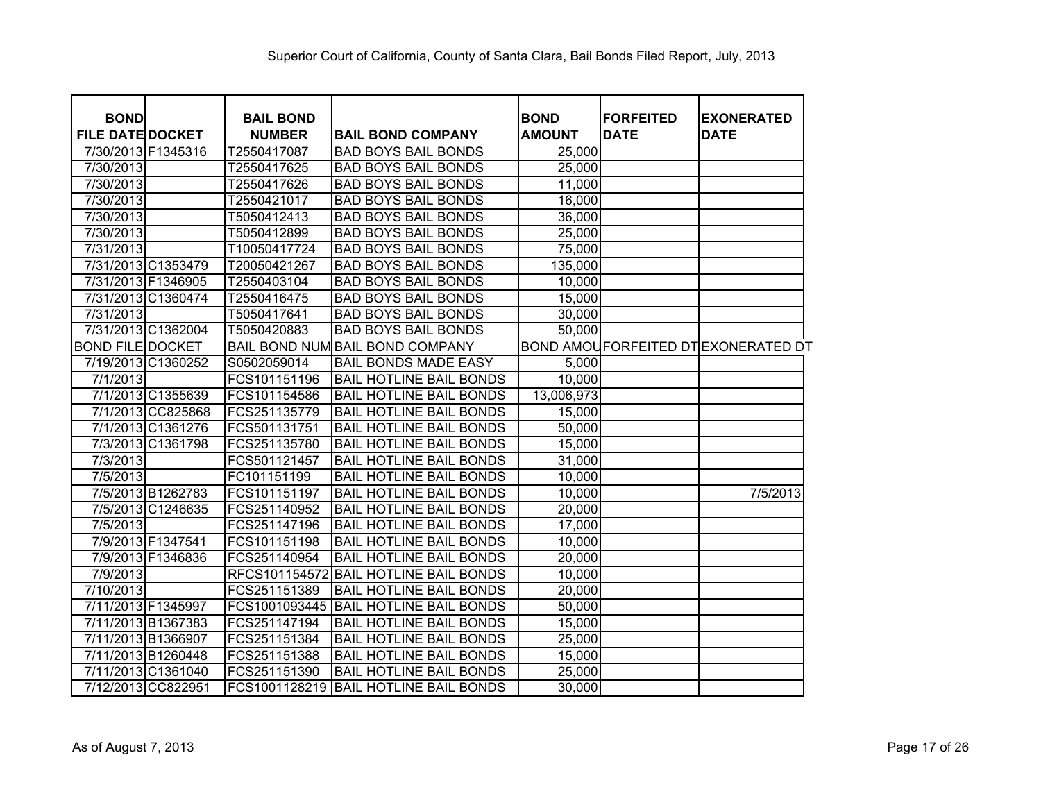Superior Court of California, County of Santa Clara, Bail Bonds Filed Report, July, 2013

| BOND FILE DATE | DOCKET | BAIL BOND NUMBER | BAIL BOND COMPANY | BOND AMOUNT | FORFEITED DATE | EXONERATED DATE |
|---|---|---|---|---|---|---|
| 7/30/2013 | F1345316 | T2550417087 | BAD BOYS BAIL BONDS | 25,000 | | |
| 7/30/2013 | | T2550417625 | BAD BOYS BAIL BONDS | 25,000 | | |
| 7/30/2013 | | T2550417626 | BAD BOYS BAIL BONDS | 11,000 | | |
| 7/30/2013 | | T2550421017 | BAD BOYS BAIL BONDS | 16,000 | | |
| 7/30/2013 | | T5050412413 | BAD BOYS BAIL BONDS | 36,000 | | |
| 7/30/2013 | | T5050412899 | BAD BOYS BAIL BONDS | 25,000 | | |
| 7/31/2013 | | T10050417724 | BAD BOYS BAIL BONDS | 75,000 | | |
| 7/31/2013 | C1353479 | T20050421267 | BAD BOYS BAIL BONDS | 135,000 | | |
| 7/31/2013 | F1346905 | T2550403104 | BAD BOYS BAIL BONDS | 10,000 | | |
| 7/31/2013 | C1360474 | T2550416475 | BAD BOYS BAIL BONDS | 15,000 | | |
| 7/31/2013 | | T5050417641 | BAD BOYS BAIL BONDS | 30,000 | | |
| 7/31/2013 | C1362004 | T5050420883 | BAD BOYS BAIL BONDS | 50,000 | | |
| BOND FILE | DOCKET | BAIL BOND NUM | BAIL BOND COMPANY | BOND AMOU | FORFEITED DT | EXONERATED DT |
| 7/19/2013 | C1360252 | S0502059014 | BAIL BONDS MADE EASY | 5,000 | | |
| 7/1/2013 | | FCS101151196 | BAIL HOTLINE BAIL BONDS | 10,000 | | |
| 7/1/2013 | C1355639 | FCS101154586 | BAIL HOTLINE BAIL BONDS | 13,006,973 | | |
| 7/1/2013 | CC825868 | FCS251135779 | BAIL HOTLINE BAIL BONDS | 15,000 | | |
| 7/1/2013 | C1361276 | FCS501131751 | BAIL HOTLINE BAIL BONDS | 50,000 | | |
| 7/3/2013 | C1361798 | FCS251135780 | BAIL HOTLINE BAIL BONDS | 15,000 | | |
| 7/3/2013 | | FCS501121457 | BAIL HOTLINE BAIL BONDS | 31,000 | | |
| 7/5/2013 | | FC101151199 | BAIL HOTLINE BAIL BONDS | 10,000 | | |
| 7/5/2013 | B1262783 | FCS101151197 | BAIL HOTLINE BAIL BONDS | 10,000 | | 7/5/2013 |
| 7/5/2013 | C1246635 | FCS251140952 | BAIL HOTLINE BAIL BONDS | 20,000 | | |
| 7/5/2013 | | FCS251147196 | BAIL HOTLINE BAIL BONDS | 17,000 | | |
| 7/9/2013 | F1347541 | FCS101151198 | BAIL HOTLINE BAIL BONDS | 10,000 | | |
| 7/9/2013 | F1346836 | FCS251140954 | BAIL HOTLINE BAIL BONDS | 20,000 | | |
| 7/9/2013 | | RFCS101154572 | BAIL HOTLINE BAIL BONDS | 10,000 | | |
| 7/10/2013 | | FCS251151389 | BAIL HOTLINE BAIL BONDS | 20,000 | | |
| 7/11/2013 | F1345997 | FCS1001093445 | BAIL HOTLINE BAIL BONDS | 50,000 | | |
| 7/11/2013 | B1367383 | FCS251147194 | BAIL HOTLINE BAIL BONDS | 15,000 | | |
| 7/11/2013 | B1366907 | FCS251151384 | BAIL HOTLINE BAIL BONDS | 25,000 | | |
| 7/11/2013 | B1260448 | FCS251151388 | BAIL HOTLINE BAIL BONDS | 15,000 | | |
| 7/11/2013 | C1361040 | FCS251151390 | BAIL HOTLINE BAIL BONDS | 25,000 | | |
| 7/12/2013 | CC822951 | FCS1001128219 | BAIL HOTLINE BAIL BONDS | 30,000 | | |

As of August 7, 2013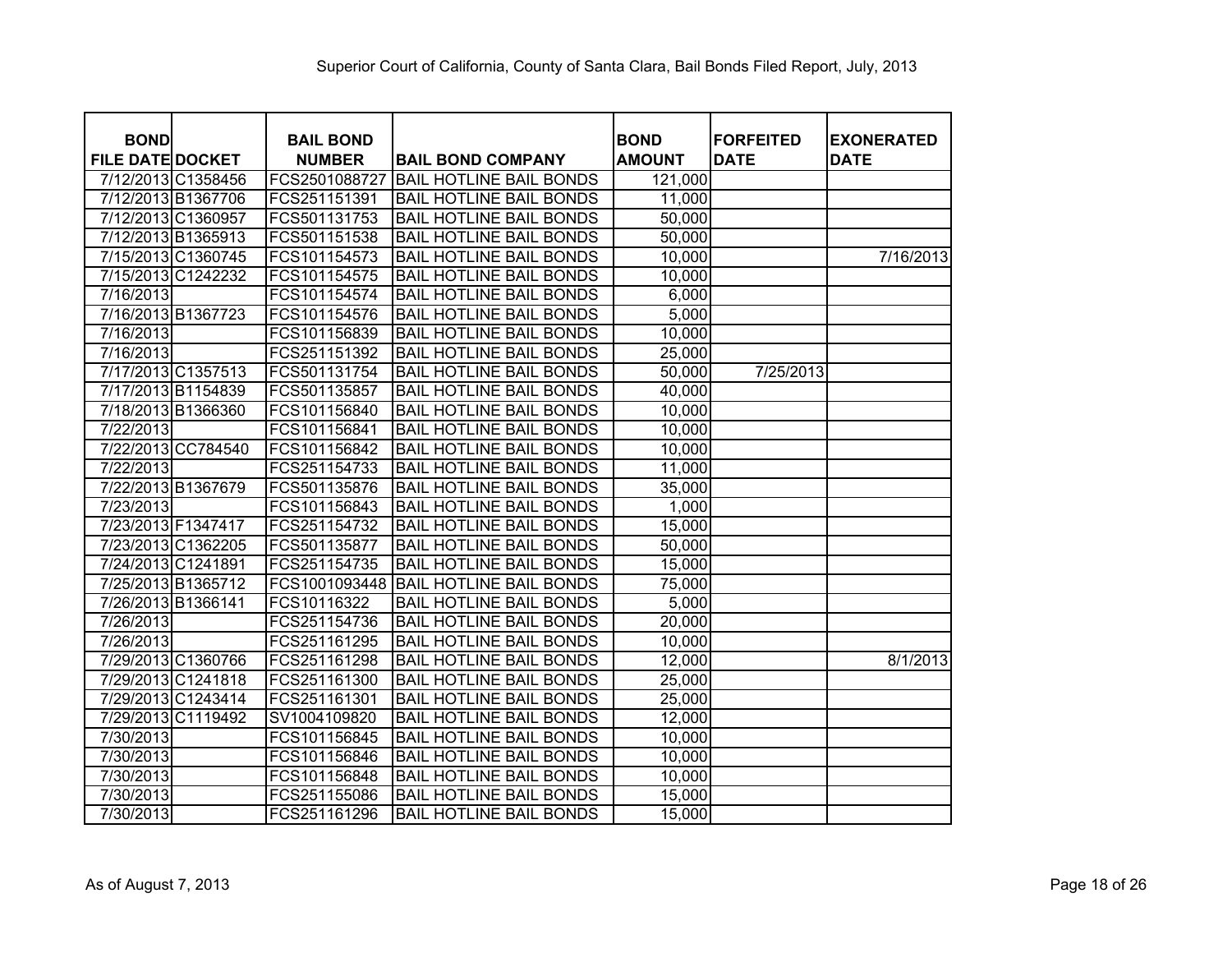Superior Court of California, County of Santa Clara, Bail Bonds Filed Report, July, 2013

| BOND FILE DATE | DOCKET | BAIL BOND NUMBER | BAIL BOND COMPANY | BOND AMOUNT | FORFEITED DATE | EXONERATED DATE |
|---|---|---|---|---|---|---|
| 7/12/2013 | C1358456 | FCS2501088727 | BAIL HOTLINE BAIL BONDS | 121,000 | | |
| 7/12/2013 | B1367706 | FCS251151391 | BAIL HOTLINE BAIL BONDS | 11,000 | | |
| 7/12/2013 | C1360957 | FCS501131753 | BAIL HOTLINE BAIL BONDS | 50,000 | | |
| 7/12/2013 | B1365913 | FCS501151538 | BAIL HOTLINE BAIL BONDS | 50,000 | | |
| 7/15/2013 | C1360745 | FCS101154573 | BAIL HOTLINE BAIL BONDS | 10,000 | | 7/16/2013 |
| 7/15/2013 | C1242232 | FCS101154575 | BAIL HOTLINE BAIL BONDS | 10,000 | | |
| 7/16/2013 | | FCS101154574 | BAIL HOTLINE BAIL BONDS | 6,000 | | |
| 7/16/2013 | B1367723 | FCS101154576 | BAIL HOTLINE BAIL BONDS | 5,000 | | |
| 7/16/2013 | | FCS101156839 | BAIL HOTLINE BAIL BONDS | 10,000 | | |
| 7/16/2013 | | FCS251151392 | BAIL HOTLINE BAIL BONDS | 25,000 | | |
| 7/17/2013 | C1357513 | FCS501131754 | BAIL HOTLINE BAIL BONDS | 50,000 | 7/25/2013 | |
| 7/17/2013 | B1154839 | FCS501135857 | BAIL HOTLINE BAIL BONDS | 40,000 | | |
| 7/18/2013 | B1366360 | FCS101156840 | BAIL HOTLINE BAIL BONDS | 10,000 | | |
| 7/22/2013 | | FCS101156841 | BAIL HOTLINE BAIL BONDS | 10,000 | | |
| 7/22/2013 | CC784540 | FCS101156842 | BAIL HOTLINE BAIL BONDS | 10,000 | | |
| 7/22/2013 | | FCS251154733 | BAIL HOTLINE BAIL BONDS | 11,000 | | |
| 7/22/2013 | B1367679 | FCS501135876 | BAIL HOTLINE BAIL BONDS | 35,000 | | |
| 7/23/2013 | | FCS101156843 | BAIL HOTLINE BAIL BONDS | 1,000 | | |
| 7/23/2013 | F1347417 | FCS251154732 | BAIL HOTLINE BAIL BONDS | 15,000 | | |
| 7/23/2013 | C1362205 | FCS501135877 | BAIL HOTLINE BAIL BONDS | 50,000 | | |
| 7/24/2013 | C1241891 | FCS251154735 | BAIL HOTLINE BAIL BONDS | 15,000 | | |
| 7/25/2013 | B1365712 | FCS1001093448 | BAIL HOTLINE BAIL BONDS | 75,000 | | |
| 7/26/2013 | B1366141 | FCS10116322 | BAIL HOTLINE BAIL BONDS | 5,000 | | |
| 7/26/2013 | | FCS251154736 | BAIL HOTLINE BAIL BONDS | 20,000 | | |
| 7/26/2013 | | FCS251161295 | BAIL HOTLINE BAIL BONDS | 10,000 | | |
| 7/29/2013 | C1360766 | FCS251161298 | BAIL HOTLINE BAIL BONDS | 12,000 | | 8/1/2013 |
| 7/29/2013 | C1241818 | FCS251161300 | BAIL HOTLINE BAIL BONDS | 25,000 | | |
| 7/29/2013 | C1243414 | FCS251161301 | BAIL HOTLINE BAIL BONDS | 25,000 | | |
| 7/29/2013 | C1119492 | SV1004109820 | BAIL HOTLINE BAIL BONDS | 12,000 | | |
| 7/30/2013 | | FCS101156845 | BAIL HOTLINE BAIL BONDS | 10,000 | | |
| 7/30/2013 | | FCS101156846 | BAIL HOTLINE BAIL BONDS | 10,000 | | |
| 7/30/2013 | | FCS101156848 | BAIL HOTLINE BAIL BONDS | 10,000 | | |
| 7/30/2013 | | FCS251155086 | BAIL HOTLINE BAIL BONDS | 15,000 | | |
| 7/30/2013 | | FCS251161296 | BAIL HOTLINE BAIL BONDS | 15,000 | | |

As of August 7, 2013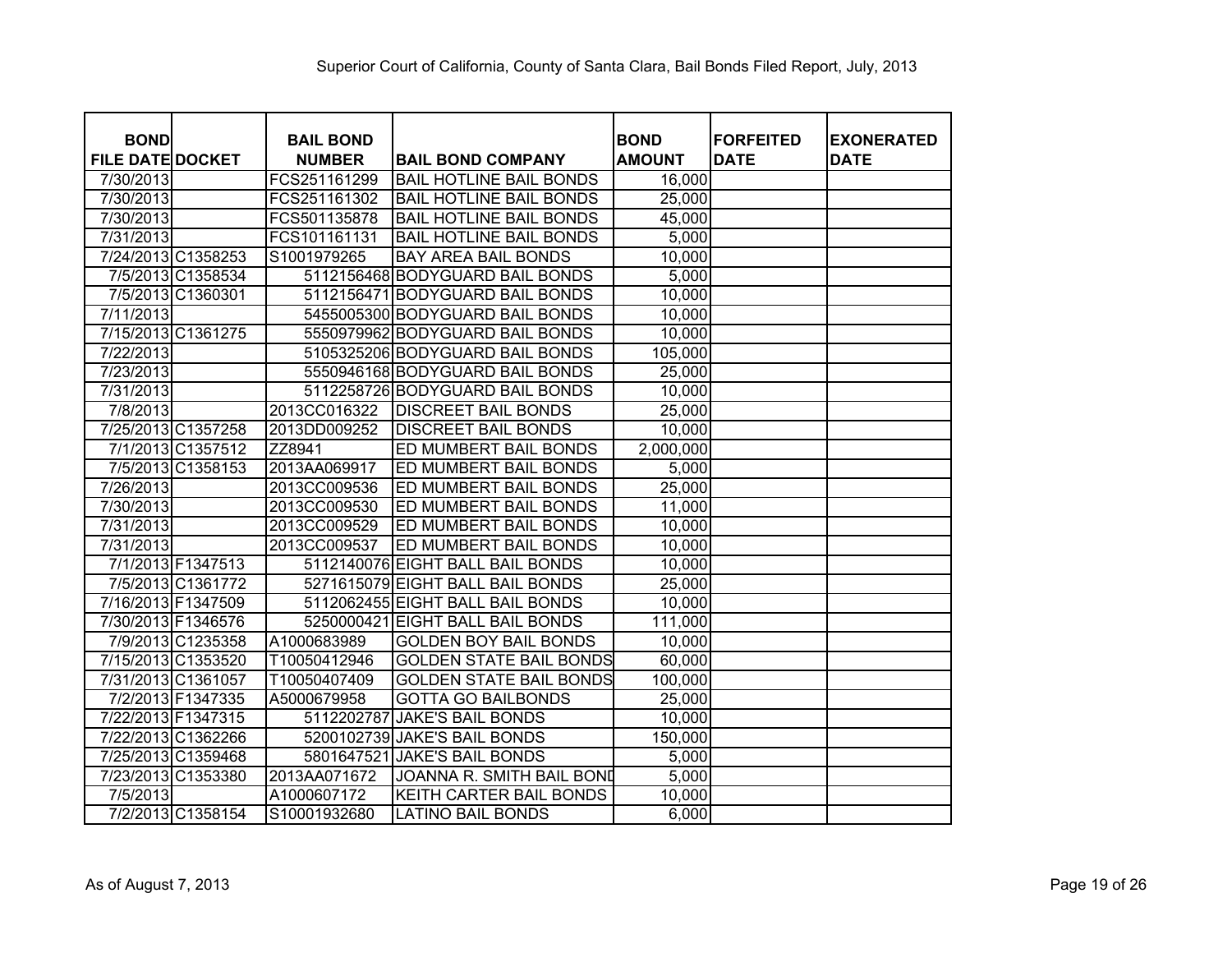Superior Court of California, County of Santa Clara, Bail Bonds Filed Report, July, 2013

| BOND FILE DATE | DOCKET | BAIL BOND NUMBER | BAIL BOND COMPANY | BOND AMOUNT | FORFEITED DATE | EXONERATED DATE |
|---|---|---|---|---|---|---|
| 7/30/2013 | | FCS251161299 | BAIL HOTLINE BAIL BONDS | 16,000 | | |
| 7/30/2013 | | FCS251161302 | BAIL HOTLINE BAIL BONDS | 25,000 | | |
| 7/30/2013 | | FCS501135878 | BAIL HOTLINE BAIL BONDS | 45,000 | | |
| 7/31/2013 | | FCS101161131 | BAIL HOTLINE BAIL BONDS | 5,000 | | |
| 7/24/2013 | C1358253 | S1001979265 | BAY AREA BAIL BONDS | 10,000 | | |
| 7/5/2013 | C1358534 | 5112156468 | BODYGUARD BAIL BONDS | 5,000 | | |
| 7/5/2013 | C1360301 | 5112156471 | BODYGUARD BAIL BONDS | 10,000 | | |
| 7/11/2013 | | 5455005300 | BODYGUARD BAIL BONDS | 10,000 | | |
| 7/15/2013 | C1361275 | 5550979962 | BODYGUARD BAIL BONDS | 10,000 | | |
| 7/22/2013 | | 5105325206 | BODYGUARD BAIL BONDS | 105,000 | | |
| 7/23/2013 | | 5550946168 | BODYGUARD BAIL BONDS | 25,000 | | |
| 7/31/2013 | | 5112258726 | BODYGUARD BAIL BONDS | 10,000 | | |
| 7/8/2013 | | 2013CC016322 | DISCREET BAIL BONDS | 25,000 | | |
| 7/25/2013 | C1357258 | 2013DD009252 | DISCREET BAIL BONDS | 10,000 | | |
| 7/1/2013 | C1357512 | ZZ8941 | ED MUMBERT BAIL BONDS | 2,000,000 | | |
| 7/5/2013 | C1358153 | 2013AA069917 | ED MUMBERT BAIL BONDS | 5,000 | | |
| 7/26/2013 | | 2013CC009536 | ED MUMBERT BAIL BONDS | 25,000 | | |
| 7/30/2013 | | 2013CC009530 | ED MUMBERT BAIL BONDS | 11,000 | | |
| 7/31/2013 | | 2013CC009529 | ED MUMBERT BAIL BONDS | 10,000 | | |
| 7/31/2013 | | 2013CC009537 | ED MUMBERT BAIL BONDS | 10,000 | | |
| 7/1/2013 | F1347513 | 5112140076 | EIGHT BALL BAIL BONDS | 10,000 | | |
| 7/5/2013 | C1361772 | 5271615079 | EIGHT BALL BAIL BONDS | 25,000 | | |
| 7/16/2013 | F1347509 | 5112062455 | EIGHT BALL BAIL BONDS | 10,000 | | |
| 7/30/2013 | F1346576 | 5250000421 | EIGHT BALL BAIL BONDS | 111,000 | | |
| 7/9/2013 | C1235358 | A1000683989 | GOLDEN BOY BAIL BONDS | 10,000 | | |
| 7/15/2013 | C1353520 | T10050412946 | GOLDEN STATE BAIL BONDS | 60,000 | | |
| 7/31/2013 | C1361057 | T10050407409 | GOLDEN STATE BAIL BONDS | 100,000 | | |
| 7/2/2013 | F1347335 | A5000679958 | GOTTA GO BAILBONDS | 25,000 | | |
| 7/22/2013 | F1347315 | 5112202787 | JAKE'S BAIL BONDS | 10,000 | | |
| 7/22/2013 | C1362266 | 5200102739 | JAKE'S BAIL BONDS | 150,000 | | |
| 7/25/2013 | C1359468 | 5801647521 | JAKE'S BAIL BONDS | 5,000 | | |
| 7/23/2013 | C1353380 | 2013AA071672 | JOANNA R. SMITH BAIL BOND | 5,000 | | |
| 7/5/2013 | | A1000607172 | KEITH CARTER BAIL BONDS | 10,000 | | |
| 7/2/2013 | C1358154 | S10001932680 | LATINO BAIL BONDS | 6,000 | | |

As of August 7, 2013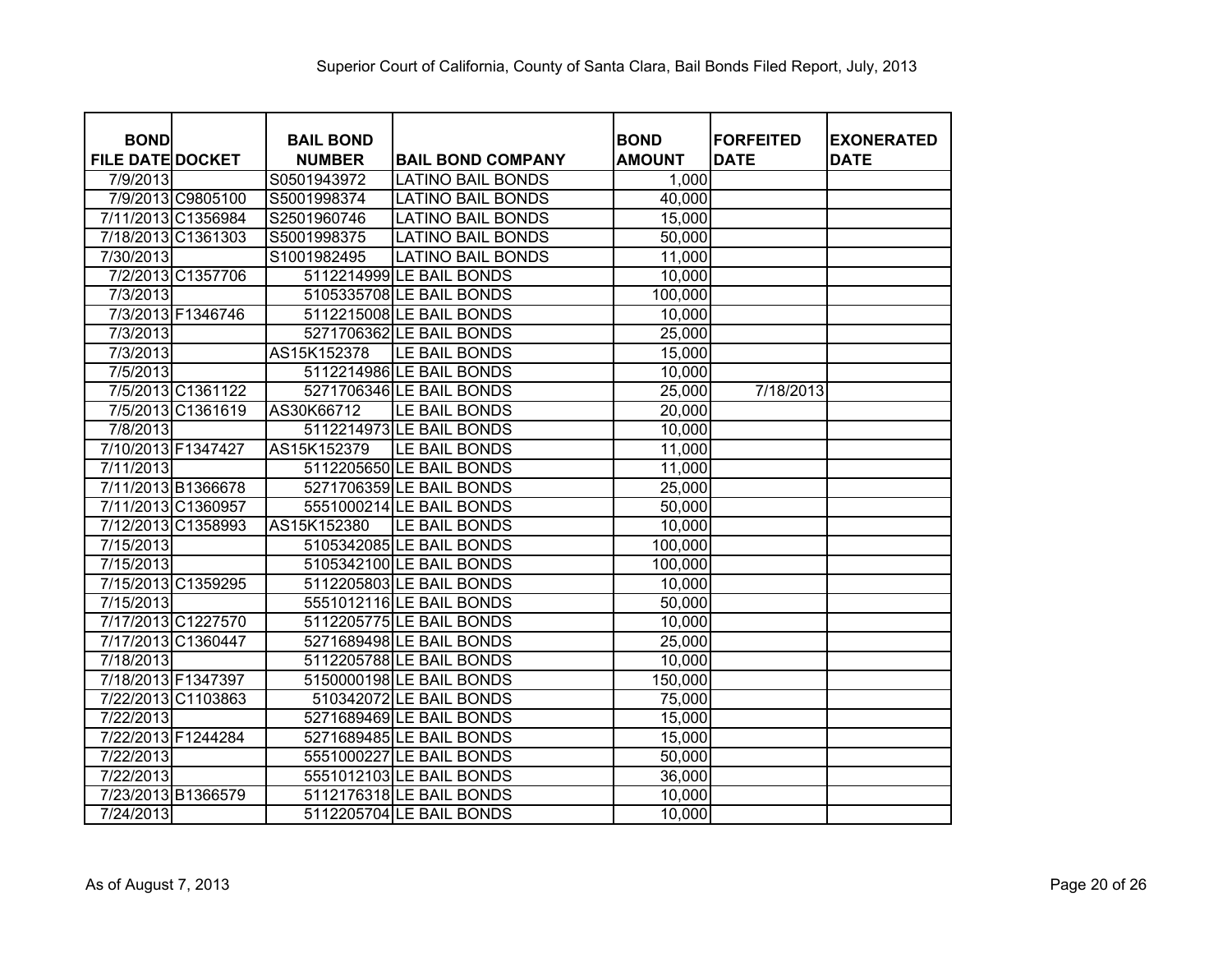# Superior Court of California, County of Santa Clara, Bail Bonds Filed Report, July, 2013

| BOND FILE DATE | DOCKET | BAIL BOND NUMBER | BAIL BOND COMPANY | BOND AMOUNT | FORFEITED DATE | EXONERATED DATE |
|---|---|---|---|---|---|---|
| 7/9/2013 | | S0501943972 | LATINO BAIL BONDS | 1,000 | | |
| 7/9/2013 | C9805100 | S5001998374 | LATINO BAIL BONDS | 40,000 | | |
| 7/11/2013 | C1356984 | S2501960746 | LATINO BAIL BONDS | 15,000 | | |
| 7/18/2013 | C1361303 | S5001998375 | LATINO BAIL BONDS | 50,000 | | |
| 7/30/2013 | | S1001982495 | LATINO BAIL BONDS | 11,000 | | |
| 7/2/2013 | C1357706 | 5112214999 | LE BAIL BONDS | 10,000 | | |
| 7/3/2013 | | 5105335708 | LE BAIL BONDS | 100,000 | | |
| 7/3/2013 | F1346746 | 5112215008 | LE BAIL BONDS | 10,000 | | |
| 7/3/2013 | | 5271706362 | LE BAIL BONDS | 25,000 | | |
| 7/3/2013 | | AS15K152378 | LE BAIL BONDS | 15,000 | | |
| 7/5/2013 | | 5112214986 | LE BAIL BONDS | 10,000 | | |
| 7/5/2013 | C1361122 | 5271706346 | LE BAIL BONDS | 25,000 | 7/18/2013 | |
| 7/5/2013 | C1361619 | AS30K66712 | LE BAIL BONDS | 20,000 | | |
| 7/8/2013 | | 5112214973 | LE BAIL BONDS | 10,000 | | |
| 7/10/2013 | F1347427 | AS15K152379 | LE BAIL BONDS | 11,000 | | |
| 7/11/2013 | | 5112205650 | LE BAIL BONDS | 11,000 | | |
| 7/11/2013 | B1366678 | 5271706359 | LE BAIL BONDS | 25,000 | | |
| 7/11/2013 | C1360957 | 5551000214 | LE BAIL BONDS | 50,000 | | |
| 7/12/2013 | C1358993 | AS15K152380 | LE BAIL BONDS | 10,000 | | |
| 7/15/2013 | | 5105342085 | LE BAIL BONDS | 100,000 | | |
| 7/15/2013 | | 5105342100 | LE BAIL BONDS | 100,000 | | |
| 7/15/2013 | C1359295 | 5112205803 | LE BAIL BONDS | 10,000 | | |
| 7/15/2013 | | 5551012116 | LE BAIL BONDS | 50,000 | | |
| 7/17/2013 | C1227570 | 5112205775 | LE BAIL BONDS | 10,000 | | |
| 7/17/2013 | C1360447 | 5271689498 | LE BAIL BONDS | 25,000 | | |
| 7/18/2013 | | 5112205788 | LE BAIL BONDS | 10,000 | | |
| 7/18/2013 | F1347397 | 5150000198 | LE BAIL BONDS | 150,000 | | |
| 7/22/2013 | C1103863 | 510342072 | LE BAIL BONDS | 75,000 | | |
| 7/22/2013 | | 5271689469 | LE BAIL BONDS | 15,000 | | |
| 7/22/2013 | F1244284 | 5271689485 | LE BAIL BONDS | 15,000 | | |
| 7/22/2013 | | 5551000227 | LE BAIL BONDS | 50,000 | | |
| 7/22/2013 | | 5551012103 | LE BAIL BONDS | 36,000 | | |
| 7/23/2013 | B1366579 | 5112176318 | LE BAIL BONDS | 10,000 | | |
| 7/24/2013 | | 5112205704 | LE BAIL BONDS | 10,000 | | |

As of August 7, 2013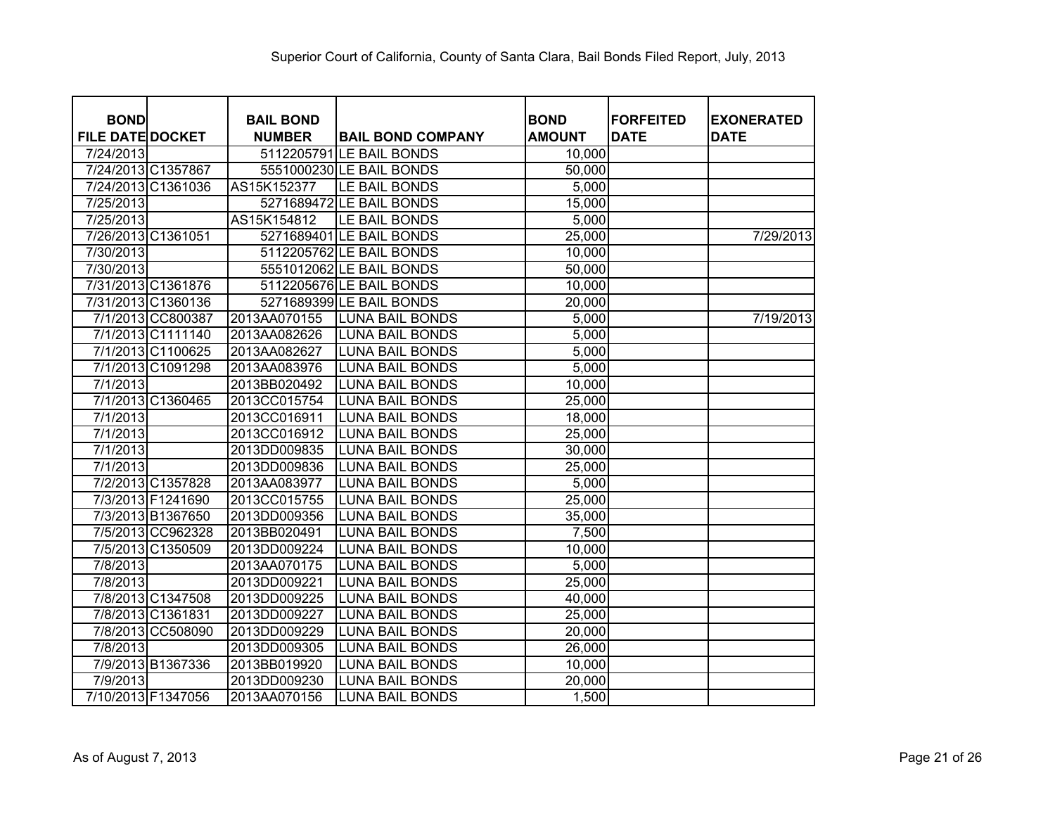Superior Court of California, County of Santa Clara, Bail Bonds Filed Report, July, 2013

| BOND FILE DATE | DOCKET | BAIL BOND NUMBER | BAIL BOND COMPANY | BOND AMOUNT | FORFEITED DATE | EXONERATED DATE |
|---|---|---|---|---|---|---|
| 7/24/2013 | | 5112205791 | LE BAIL BONDS | 10,000 | | |
| 7/24/2013 | C1357867 | 5551000230 | LE BAIL BONDS | 50,000 | | |
| 7/24/2013 | C1361036 | AS15K152377 | LE BAIL BONDS | 5,000 | | |
| 7/25/2013 | | 5271689472 | LE BAIL BONDS | 15,000 | | |
| 7/25/2013 | | AS15K154812 | LE BAIL BONDS | 5,000 | | |
| 7/26/2013 | C1361051 | 5271689401 | LE BAIL BONDS | 25,000 | | 7/29/2013 |
| 7/30/2013 | | 5112205762 | LE BAIL BONDS | 10,000 | | |
| 7/30/2013 | | 5551012062 | LE BAIL BONDS | 50,000 | | |
| 7/31/2013 | C1361876 | 5112205676 | LE BAIL BONDS | 10,000 | | |
| 7/31/2013 | C1360136 | 5271689399 | LE BAIL BONDS | 20,000 | | |
| 7/1/2013 | CC800387 | 2013AA070155 | LUNA BAIL BONDS | 5,000 | | 7/19/2013 |
| 7/1/2013 | C1111140 | 2013AA082626 | LUNA BAIL BONDS | 5,000 | | |
| 7/1/2013 | C1100625 | 2013AA082627 | LUNA BAIL BONDS | 5,000 | | |
| 7/1/2013 | C1091298 | 2013AA083976 | LUNA BAIL BONDS | 5,000 | | |
| 7/1/2013 | | 2013BB020492 | LUNA BAIL BONDS | 10,000 | | |
| 7/1/2013 | C1360465 | 2013CC015754 | LUNA BAIL BONDS | 25,000 | | |
| 7/1/2013 | | 2013CC016911 | LUNA BAIL BONDS | 18,000 | | |
| 7/1/2013 | | 2013CC016912 | LUNA BAIL BONDS | 25,000 | | |
| 7/1/2013 | | 2013DD009835 | LUNA BAIL BONDS | 30,000 | | |
| 7/1/2013 | | 2013DD009836 | LUNA BAIL BONDS | 25,000 | | |
| 7/2/2013 | C1357828 | 2013AA083977 | LUNA BAIL BONDS | 5,000 | | |
| 7/3/2013 | F1241690 | 2013CC015755 | LUNA BAIL BONDS | 25,000 | | |
| 7/3/2013 | B1367650 | 2013DD009356 | LUNA BAIL BONDS | 35,000 | | |
| 7/5/2013 | CC962328 | 2013BB020491 | LUNA BAIL BONDS | 7,500 | | |
| 7/5/2013 | C1350509 | 2013DD009224 | LUNA BAIL BONDS | 10,000 | | |
| 7/8/2013 | | 2013AA070175 | LUNA BAIL BONDS | 5,000 | | |
| 7/8/2013 | | 2013DD009221 | LUNA BAIL BONDS | 25,000 | | |
| 7/8/2013 | C1347508 | 2013DD009225 | LUNA BAIL BONDS | 40,000 | | |
| 7/8/2013 | C1361831 | 2013DD009227 | LUNA BAIL BONDS | 25,000 | | |
| 7/8/2013 | CC508090 | 2013DD009229 | LUNA BAIL BONDS | 20,000 | | |
| 7/8/2013 | | 2013DD009305 | LUNA BAIL BONDS | 26,000 | | |
| 7/9/2013 | B1367336 | 2013BB019920 | LUNA BAIL BONDS | 10,000 | | |
| 7/9/2013 | | 2013DD009230 | LUNA BAIL BONDS | 20,000 | | |
| 7/10/2013 | F1347056 | 2013AA070156 | LUNA BAIL BONDS | 1,500 | | |

As of August 7, 2013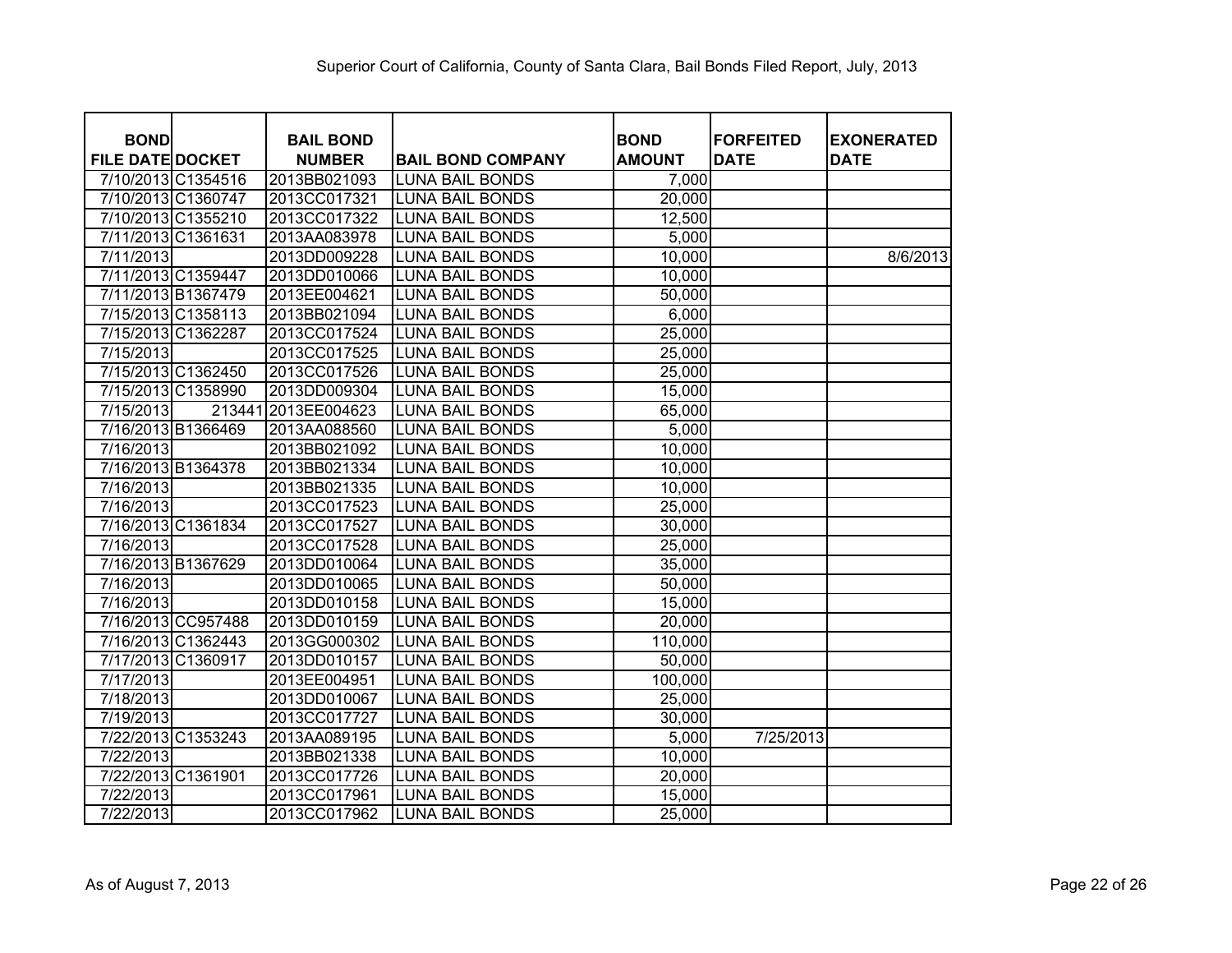Superior Court of California, County of Santa Clara, Bail Bonds Filed Report, July, 2013

| BOND FILE DATE | DOCKET | BAIL BOND NUMBER | BAIL BOND COMPANY | BOND AMOUNT | FORFEITED DATE | EXONERATED DATE |
|---|---|---|---|---|---|---|
| 7/10/2013 | C1354516 | 2013BB021093 | LUNA BAIL BONDS | 7,000 | | |
| 7/10/2013 | C1360747 | 2013CC017321 | LUNA BAIL BONDS | 20,000 | | |
| 7/10/2013 | C1355210 | 2013CC017322 | LUNA BAIL BONDS | 12,500 | | |
| 7/11/2013 | C1361631 | 2013AA083978 | LUNA BAIL BONDS | 5,000 | | |
| 7/11/2013 | | 2013DD009228 | LUNA BAIL BONDS | 10,000 | | 8/6/2013 |
| 7/11/2013 | C1359447 | 2013DD010066 | LUNA BAIL BONDS | 10,000 | | |
| 7/11/2013 | B1367479 | 2013EE004621 | LUNA BAIL BONDS | 50,000 | | |
| 7/15/2013 | C1358113 | 2013BB021094 | LUNA BAIL BONDS | 6,000 | | |
| 7/15/2013 | C1362287 | 2013CC017524 | LUNA BAIL BONDS | 25,000 | | |
| 7/15/2013 | | 2013CC017525 | LUNA BAIL BONDS | 25,000 | | |
| 7/15/2013 | C1362450 | 2013CC017526 | LUNA BAIL BONDS | 25,000 | | |
| 7/15/2013 | C1358990 | 2013DD009304 | LUNA BAIL BONDS | 15,000 | | |
| 7/15/2013 | 213441 | 2013EE004623 | LUNA BAIL BONDS | 65,000 | | |
| 7/16/2013 | B1366469 | 2013AA088560 | LUNA BAIL BONDS | 5,000 | | |
| 7/16/2013 | | 2013BB021092 | LUNA BAIL BONDS | 10,000 | | |
| 7/16/2013 | B1364378 | 2013BB021334 | LUNA BAIL BONDS | 10,000 | | |
| 7/16/2013 | | 2013BB021335 | LUNA BAIL BONDS | 10,000 | | |
| 7/16/2013 | | 2013CC017523 | LUNA BAIL BONDS | 25,000 | | |
| 7/16/2013 | C1361834 | 2013CC017527 | LUNA BAIL BONDS | 30,000 | | |
| 7/16/2013 | | 2013CC017528 | LUNA BAIL BONDS | 25,000 | | |
| 7/16/2013 | B1367629 | 2013DD010064 | LUNA BAIL BONDS | 35,000 | | |
| 7/16/2013 | | 2013DD010065 | LUNA BAIL BONDS | 50,000 | | |
| 7/16/2013 | | 2013DD010158 | LUNA BAIL BONDS | 15,000 | | |
| 7/16/2013 | CC957488 | 2013DD010159 | LUNA BAIL BONDS | 20,000 | | |
| 7/16/2013 | C1362443 | 2013GG000302 | LUNA BAIL BONDS | 110,000 | | |
| 7/17/2013 | C1360917 | 2013DD010157 | LUNA BAIL BONDS | 50,000 | | |
| 7/17/2013 | | 2013EE004951 | LUNA BAIL BONDS | 100,000 | | |
| 7/18/2013 | | 2013DD010067 | LUNA BAIL BONDS | 25,000 | | |
| 7/19/2013 | | 2013CC017727 | LUNA BAIL BONDS | 30,000 | | |
| 7/22/2013 | C1353243 | 2013AA089195 | LUNA BAIL BONDS | 5,000 | 7/25/2013 | |
| 7/22/2013 | | 2013BB021338 | LUNA BAIL BONDS | 10,000 | | |
| 7/22/2013 | C1361901 | 2013CC017726 | LUNA BAIL BONDS | 20,000 | | |
| 7/22/2013 | | 2013CC017961 | LUNA BAIL BONDS | 15,000 | | |
| 7/22/2013 | | 2013CC017962 | LUNA BAIL BONDS | 25,000 | | |

As of August 7, 2013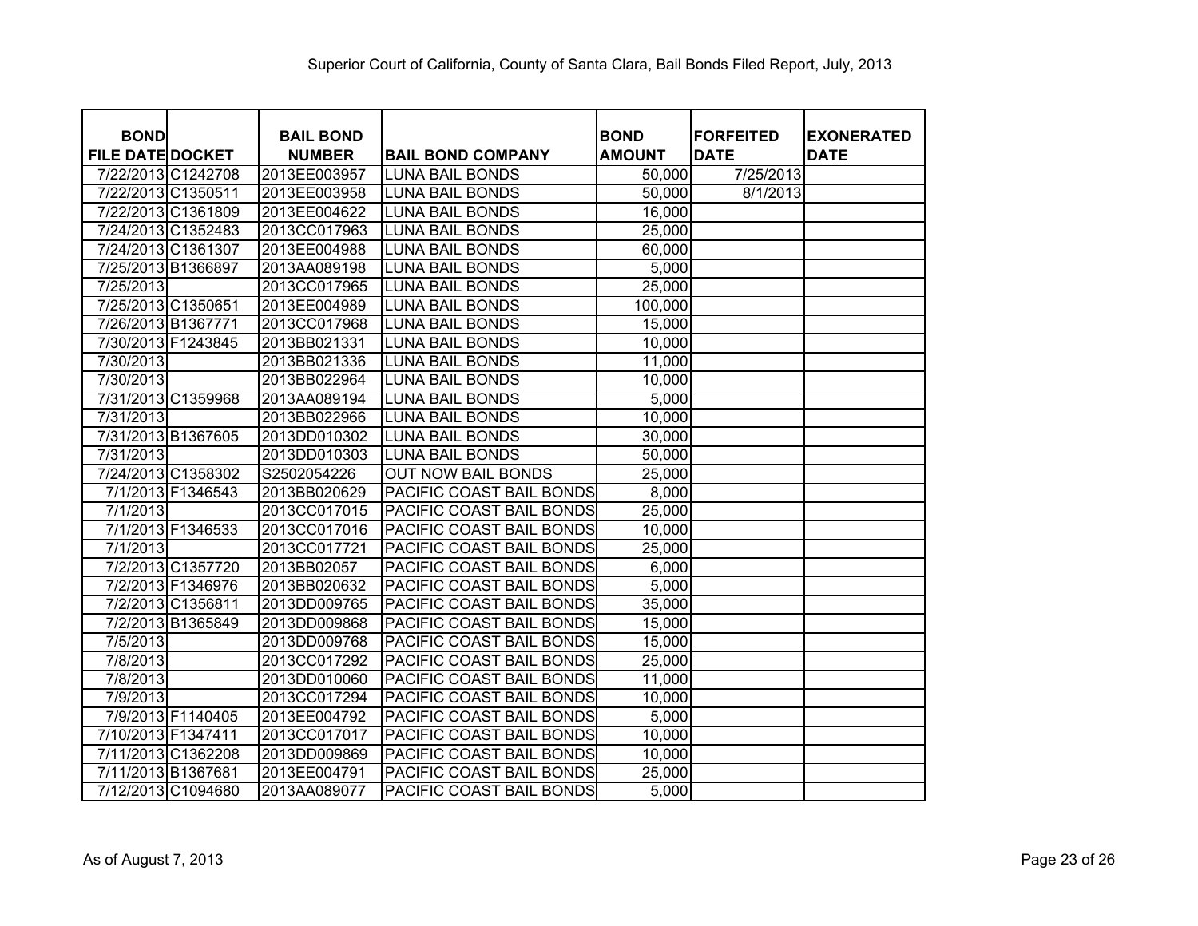Superior Court of California, County of Santa Clara, Bail Bonds Filed Report, July, 2013

| BOND FILE DATE | DOCKET | BAIL BOND NUMBER | BAIL BOND COMPANY | BOND AMOUNT | FORFEITED DATE | EXONERATED DATE |
|---|---|---|---|---|---|---|
| 7/22/2013 | C1242708 | 2013EE003957 | LUNA BAIL BONDS | 50,000 | 7/25/2013 | |
| 7/22/2013 | C1350511 | 2013EE003958 | LUNA BAIL BONDS | 50,000 | 8/1/2013 | |
| 7/22/2013 | C1361809 | 2013EE004622 | LUNA BAIL BONDS | 16,000 | | |
| 7/24/2013 | C1352483 | 2013CC017963 | LUNA BAIL BONDS | 25,000 | | |
| 7/24/2013 | C1361307 | 2013EE004988 | LUNA BAIL BONDS | 60,000 | | |
| 7/25/2013 | B1366897 | 2013AA089198 | LUNA BAIL BONDS | 5,000 | | |
| 7/25/2013 | | 2013CC017965 | LUNA BAIL BONDS | 25,000 | | |
| 7/25/2013 | C1350651 | 2013EE004989 | LUNA BAIL BONDS | 100,000 | | |
| 7/26/2013 | B1367771 | 2013CC017968 | LUNA BAIL BONDS | 15,000 | | |
| 7/30/2013 | F1243845 | 2013BB021331 | LUNA BAIL BONDS | 10,000 | | |
| 7/30/2013 | | 2013BB021336 | LUNA BAIL BONDS | 11,000 | | |
| 7/30/2013 | | 2013BB022964 | LUNA BAIL BONDS | 10,000 | | |
| 7/31/2013 | C1359968 | 2013AA089194 | LUNA BAIL BONDS | 5,000 | | |
| 7/31/2013 | | 2013BB022966 | LUNA BAIL BONDS | 10,000 | | |
| 7/31/2013 | B1367605 | 2013DD010302 | LUNA BAIL BONDS | 30,000 | | |
| 7/31/2013 | | 2013DD010303 | LUNA BAIL BONDS | 50,000 | | |
| 7/24/2013 | C1358302 | S2502054226 | OUT NOW BAIL BONDS | 25,000 | | |
| 7/1/2013 | F1346543 | 2013BB020629 | PACIFIC COAST BAIL BONDS | 8,000 | | |
| 7/1/2013 | | 2013CC017015 | PACIFIC COAST BAIL BONDS | 25,000 | | |
| 7/1/2013 | F1346533 | 2013CC017016 | PACIFIC COAST BAIL BONDS | 10,000 | | |
| 7/1/2013 | | 2013CC017721 | PACIFIC COAST BAIL BONDS | 25,000 | | |
| 7/2/2013 | C1357720 | 2013BB02057 | PACIFIC COAST BAIL BONDS | 6,000 | | |
| 7/2/2013 | F1346976 | 2013BB020632 | PACIFIC COAST BAIL BONDS | 5,000 | | |
| 7/2/2013 | C1356811 | 2013DD009765 | PACIFIC COAST BAIL BONDS | 35,000 | | |
| 7/2/2013 | B1365849 | 2013DD009868 | PACIFIC COAST BAIL BONDS | 15,000 | | |
| 7/5/2013 | | 2013DD009768 | PACIFIC COAST BAIL BONDS | 15,000 | | |
| 7/8/2013 | | 2013CC017292 | PACIFIC COAST BAIL BONDS | 25,000 | | |
| 7/8/2013 | | 2013DD010060 | PACIFIC COAST BAIL BONDS | 11,000 | | |
| 7/9/2013 | | 2013CC017294 | PACIFIC COAST BAIL BONDS | 10,000 | | |
| 7/9/2013 | F1140405 | 2013EE004792 | PACIFIC COAST BAIL BONDS | 5,000 | | |
| 7/10/2013 | F1347411 | 2013CC017017 | PACIFIC COAST BAIL BONDS | 10,000 | | |
| 7/11/2013 | C1362208 | 2013DD009869 | PACIFIC COAST BAIL BONDS | 10,000 | | |
| 7/11/2013 | B1367681 | 2013EE004791 | PACIFIC COAST BAIL BONDS | 25,000 | | |
| 7/12/2013 | C1094680 | 2013AA089077 | PACIFIC COAST BAIL BONDS | 5,000 | | |

As of August 7, 2013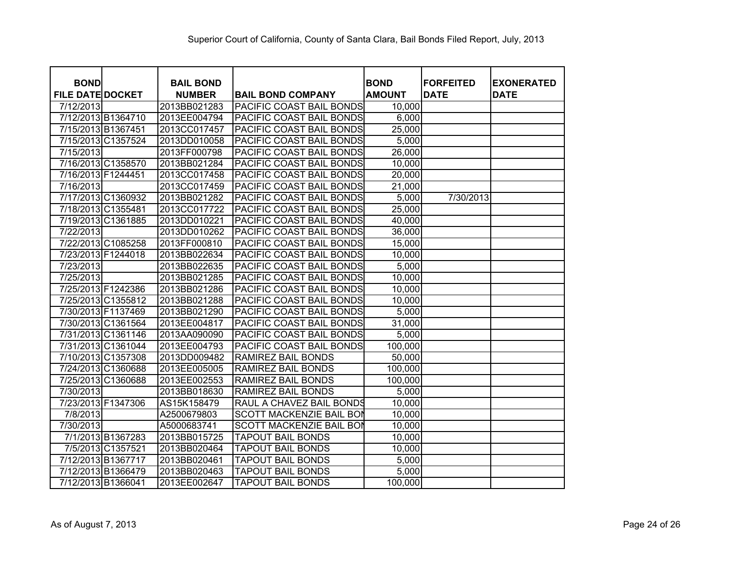# Superior Court of California, County of Santa Clara, Bail Bonds Filed Report, July, 2013

| BOND FILE DATE | DOCKET | BAIL BOND NUMBER | BAIL BOND COMPANY | BOND AMOUNT | FORFEITED DATE | EXONERATED DATE |
|---|---|---|---|---|---|---|
| 7/12/2013 | | 2013BB021283 | PACIFIC COAST BAIL BONDS | 10,000 | | |
| 7/12/2013 | B1364710 | 2013EE004794 | PACIFIC COAST BAIL BONDS | 6,000 | | |
| 7/15/2013 | B1367451 | 2013CC017457 | PACIFIC COAST BAIL BONDS | 25,000 | | |
| 7/15/2013 | C1357524 | 2013DD010058 | PACIFIC COAST BAIL BONDS | 5,000 | | |
| 7/15/2013 | | 2013FF000798 | PACIFIC COAST BAIL BONDS | 26,000 | | |
| 7/16/2013 | C1358570 | 2013BB021284 | PACIFIC COAST BAIL BONDS | 10,000 | | |
| 7/16/2013 | F1244451 | 2013CC017458 | PACIFIC COAST BAIL BONDS | 20,000 | | |
| 7/16/2013 | | 2013CC017459 | PACIFIC COAST BAIL BONDS | 21,000 | | |
| 7/17/2013 | C1360932 | 2013BB021282 | PACIFIC COAST BAIL BONDS | 5,000 | 7/30/2013 | |
| 7/18/2013 | C1355481 | 2013CC017722 | PACIFIC COAST BAIL BONDS | 25,000 | | |
| 7/19/2013 | C1361885 | 2013DD010221 | PACIFIC COAST BAIL BONDS | 40,000 | | |
| 7/22/2013 | | 2013DD010262 | PACIFIC COAST BAIL BONDS | 36,000 | | |
| 7/22/2013 | C1085258 | 2013FF000810 | PACIFIC COAST BAIL BONDS | 15,000 | | |
| 7/23/2013 | F1244018 | 2013BB022634 | PACIFIC COAST BAIL BONDS | 10,000 | | |
| 7/23/2013 | | 2013BB022635 | PACIFIC COAST BAIL BONDS | 5,000 | | |
| 7/25/2013 | | 2013BB021285 | PACIFIC COAST BAIL BONDS | 10,000 | | |
| 7/25/2013 | F1242386 | 2013BB021286 | PACIFIC COAST BAIL BONDS | 10,000 | | |
| 7/25/2013 | C1355812 | 2013BB021288 | PACIFIC COAST BAIL BONDS | 10,000 | | |
| 7/30/2013 | F1137469 | 2013BB021290 | PACIFIC COAST BAIL BONDS | 5,000 | | |
| 7/30/2013 | C1361564 | 2013EE004817 | PACIFIC COAST BAIL BONDS | 31,000 | | |
| 7/31/2013 | C1361146 | 2013AA090090 | PACIFIC COAST BAIL BONDS | 5,000 | | |
| 7/31/2013 | C1361044 | 2013EE004793 | PACIFIC COAST BAIL BONDS | 100,000 | | |
| 7/10/2013 | C1357308 | 2013DD009482 | RAMIREZ BAIL BONDS | 50,000 | | |
| 7/24/2013 | C1360688 | 2013EE005005 | RAMIREZ BAIL BONDS | 100,000 | | |
| 7/25/2013 | C1360688 | 2013EE002553 | RAMIREZ BAIL BONDS | 100,000 | | |
| 7/30/2013 | | 2013BB018630 | RAMIREZ BAIL BONDS | 5,000 | | |
| 7/23/2013 | F1347306 | AS15K158479 | RAUL A CHAVEZ BAIL BONDS | 10,000 | | |
| 7/8/2013 | | A2500679803 | SCOTT MACKENZIE BAIL BON | 10,000 | | |
| 7/30/2013 | | A5000683741 | SCOTT MACKENZIE BAIL BON | 10,000 | | |
| 7/1/2013 | B1367283 | 2013BB015725 | TAPOUT BAIL BONDS | 10,000 | | |
| 7/5/2013 | C1357521 | 2013BB020464 | TAPOUT BAIL BONDS | 10,000 | | |
| 7/12/2013 | B1367717 | 2013BB020461 | TAPOUT BAIL BONDS | 5,000 | | |
| 7/12/2013 | B1366479 | 2013BB020463 | TAPOUT BAIL BONDS | 5,000 | | |
| 7/12/2013 | B1366041 | 2013EE002647 | TAPOUT BAIL BONDS | 100,000 | | |

As of August 7, 2013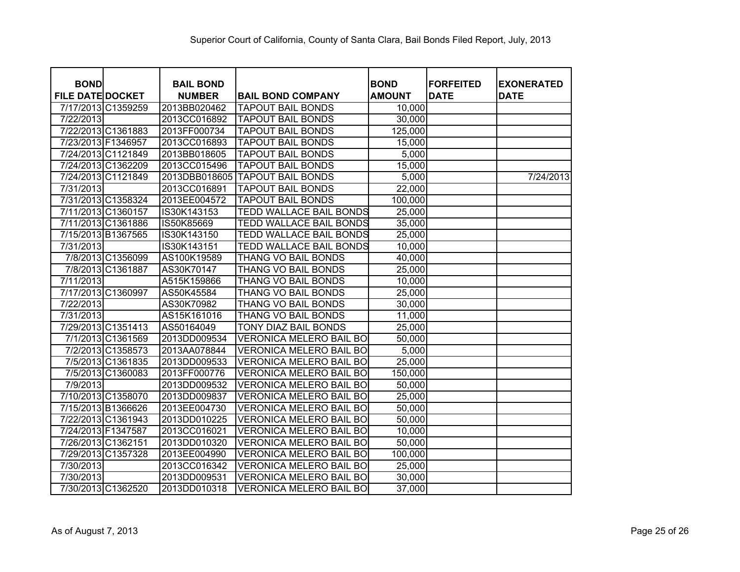Superior Court of California, County of Santa Clara, Bail Bonds Filed Report, July, 2013

| BOND FILE DATE | DOCKET | BAIL BOND NUMBER | BAIL BOND COMPANY | BOND AMOUNT | FORFEITED DATE | EXONERATED DATE |
|---|---|---|---|---|---|---|
| 7/17/2013 | C1359259 | 2013BB020462 | TAPOUT BAIL BONDS | 10,000 | | |
| 7/22/2013 | | 2013CC016892 | TAPOUT BAIL BONDS | 30,000 | | |
| 7/22/2013 | C1361883 | 2013FF000734 | TAPOUT BAIL BONDS | 125,000 | | |
| 7/23/2013 | F1346957 | 2013CC016893 | TAPOUT BAIL BONDS | 15,000 | | |
| 7/24/2013 | C1121849 | 2013BB018605 | TAPOUT BAIL BONDS | 5,000 | | |
| 7/24/2013 | C1362209 | 2013CC015496 | TAPOUT BAIL BONDS | 15,000 | | |
| 7/24/2013 | C1121849 | 2013DBB018605 | TAPOUT BAIL BONDS | 5,000 | | 7/24/2013 |
| 7/31/2013 | | 2013CC016891 | TAPOUT BAIL BONDS | 22,000 | | |
| 7/31/2013 | C1358324 | 2013EE004572 | TAPOUT BAIL BONDS | 100,000 | | |
| 7/11/2013 | C1360157 | IS30K143153 | TEDD WALLACE BAIL BONDS | 25,000 | | |
| 7/11/2013 | C1361886 | IS50K85669 | TEDD WALLACE BAIL BONDS | 35,000 | | |
| 7/15/2013 | B1367565 | IS30K143150 | TEDD WALLACE BAIL BONDS | 25,000 | | |
| 7/31/2013 | | IS30K143151 | TEDD WALLACE BAIL BONDS | 10,000 | | |
| 7/8/2013 | C1356099 | AS100K19589 | THANG VO BAIL BONDS | 40,000 | | |
| 7/8/2013 | C1361887 | AS30K70147 | THANG VO BAIL BONDS | 25,000 | | |
| 7/11/2013 | | A515K159866 | THANG VO BAIL BONDS | 10,000 | | |
| 7/17/2013 | C1360997 | AS50K45584 | THANG VO BAIL BONDS | 25,000 | | |
| 7/22/2013 | | AS30K70982 | THANG VO BAIL BONDS | 30,000 | | |
| 7/31/2013 | | AS15K161016 | THANG VO BAIL BONDS | 11,000 | | |
| 7/29/2013 | C1351413 | AS50164049 | TONY DIAZ BAIL BONDS | 25,000 | | |
| 7/1/2013 | C1361569 | 2013DD009534 | VERONICA MELERO BAIL BO | 50,000 | | |
| 7/2/2013 | C1358573 | 2013AA078844 | VERONICA MELERO BAIL BO | 5,000 | | |
| 7/5/2013 | C1361835 | 2013DD009533 | VERONICA MELERO BAIL BO | 25,000 | | |
| 7/5/2013 | C1360083 | 2013FF000776 | VERONICA MELERO BAIL BO | 150,000 | | |
| 7/9/2013 | | 2013DD009532 | VERONICA MELERO BAIL BO | 50,000 | | |
| 7/10/2013 | C1358070 | 2013DD009837 | VERONICA MELERO BAIL BO | 25,000 | | |
| 7/15/2013 | B1366626 | 2013EE004730 | VERONICA MELERO BAIL BO | 50,000 | | |
| 7/22/2013 | C1361943 | 2013DD010225 | VERONICA MELERO BAIL BO | 50,000 | | |
| 7/24/2013 | F1347587 | 2013CC016021 | VERONICA MELERO BAIL BO | 10,000 | | |
| 7/26/2013 | C1362151 | 2013DD010320 | VERONICA MELERO BAIL BO | 50,000 | | |
| 7/29/2013 | C1357328 | 2013EE004990 | VERONICA MELERO BAIL BO | 100,000 | | |
| 7/30/2013 | | 2013CC016342 | VERONICA MELERO BAIL BO | 25,000 | | |
| 7/30/2013 | | 2013DD009531 | VERONICA MELERO BAIL BO | 30,000 | | |
| 7/30/2013 | C1362520 | 2013DD010318 | VERONICA MELERO BAIL BO | 37,000 | | |

As of August 7, 2013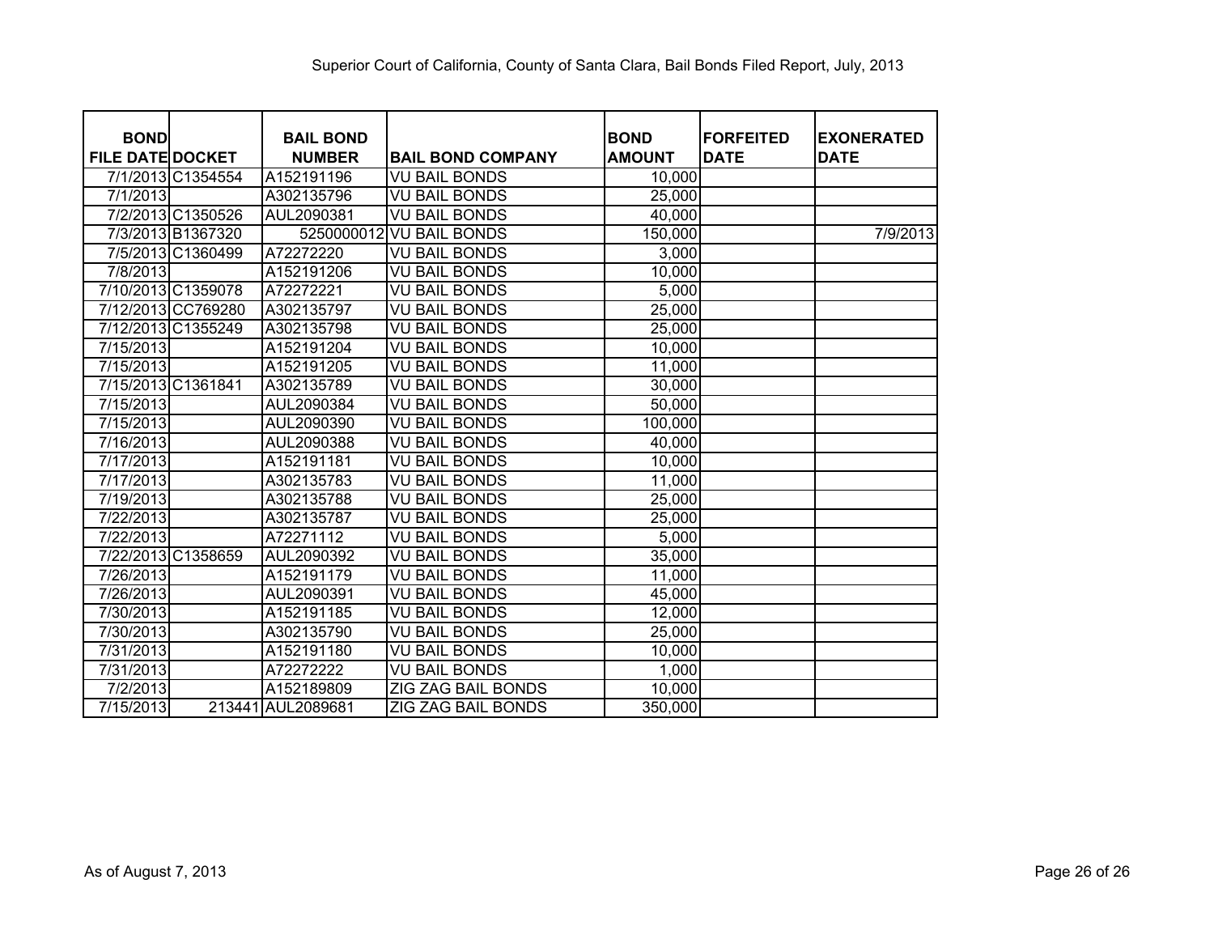Superior Court of California, County of Santa Clara, Bail Bonds Filed Report, July, 2013

| BOND FILE DATE | DOCKET | BAIL BOND NUMBER | BAIL BOND COMPANY | BOND AMOUNT | FORFEITED DATE | EXONERATED DATE |
|---|---|---|---|---|---|---|
| 7/1/2013 | C1354554 | A152191196 | VU BAIL BONDS | 10,000 | | |
| 7/1/2013 | | A302135796 | VU BAIL BONDS | 25,000 | | |
| 7/2/2013 | C1350526 | AUL2090381 | VU BAIL BONDS | 40,000 | | |
| 7/3/2013 | B1367320 | 5250000012 | VU BAIL BONDS | 150,000 | | 7/9/2013 |
| 7/5/2013 | C1360499 | A72272220 | VU BAIL BONDS | 3,000 | | |
| 7/8/2013 | | A152191206 | VU BAIL BONDS | 10,000 | | |
| 7/10/2013 | C1359078 | A72272221 | VU BAIL BONDS | 5,000 | | |
| 7/12/2013 | CC769280 | A302135797 | VU BAIL BONDS | 25,000 | | |
| 7/12/2013 | C1355249 | A302135798 | VU BAIL BONDS | 25,000 | | |
| 7/15/2013 | | A152191204 | VU BAIL BONDS | 10,000 | | |
| 7/15/2013 | | A152191205 | VU BAIL BONDS | 11,000 | | |
| 7/15/2013 | C1361841 | A302135789 | VU BAIL BONDS | 30,000 | | |
| 7/15/2013 | | AUL2090384 | VU BAIL BONDS | 50,000 | | |
| 7/15/2013 | | AUL2090390 | VU BAIL BONDS | 100,000 | | |
| 7/16/2013 | | AUL2090388 | VU BAIL BONDS | 40,000 | | |
| 7/17/2013 | | A152191181 | VU BAIL BONDS | 10,000 | | |
| 7/17/2013 | | A302135783 | VU BAIL BONDS | 11,000 | | |
| 7/19/2013 | | A302135788 | VU BAIL BONDS | 25,000 | | |
| 7/22/2013 | | A302135787 | VU BAIL BONDS | 25,000 | | |
| 7/22/2013 | | A72271112 | VU BAIL BONDS | 5,000 | | |
| 7/22/2013 | C1358659 | AUL2090392 | VU BAIL BONDS | 35,000 | | |
| 7/26/2013 | | A152191179 | VU BAIL BONDS | 11,000 | | |
| 7/26/2013 | | AUL2090391 | VU BAIL BONDS | 45,000 | | |
| 7/30/2013 | | A152191185 | VU BAIL BONDS | 12,000 | | |
| 7/30/2013 | | A302135790 | VU BAIL BONDS | 25,000 | | |
| 7/31/2013 | | A152191180 | VU BAIL BONDS | 10,000 | | |
| 7/31/2013 | | A72272222 | VU BAIL BONDS | 1,000 | | |
| 7/2/2013 | | A152189809 | ZIG ZAG BAIL BONDS | 10,000 | | |
| 7/15/2013 | 213441 | AUL2089681 | ZIG ZAG BAIL BONDS | 350,000 | | |

As of August 7, 2013